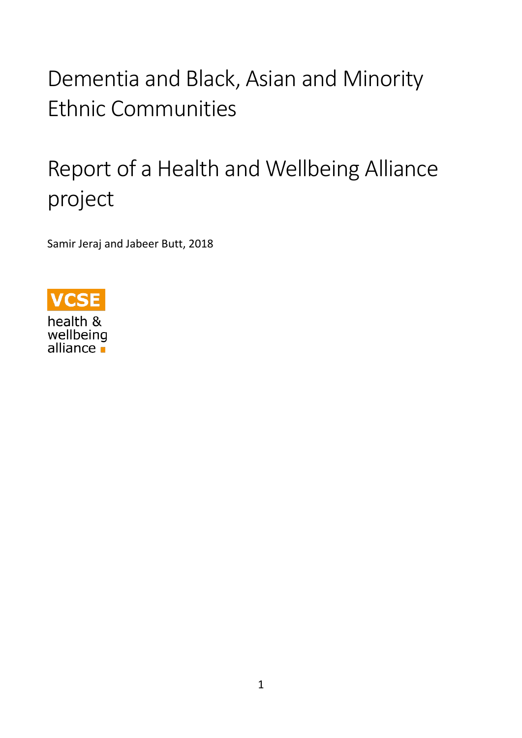# Dementia and Black, Asian and Minority Ethnic Communities

# Report of a Health and Wellbeing Alliance project

Samir Jeraj and Jabeer Butt, 2018

VCSE
health &
wellbeing
alliance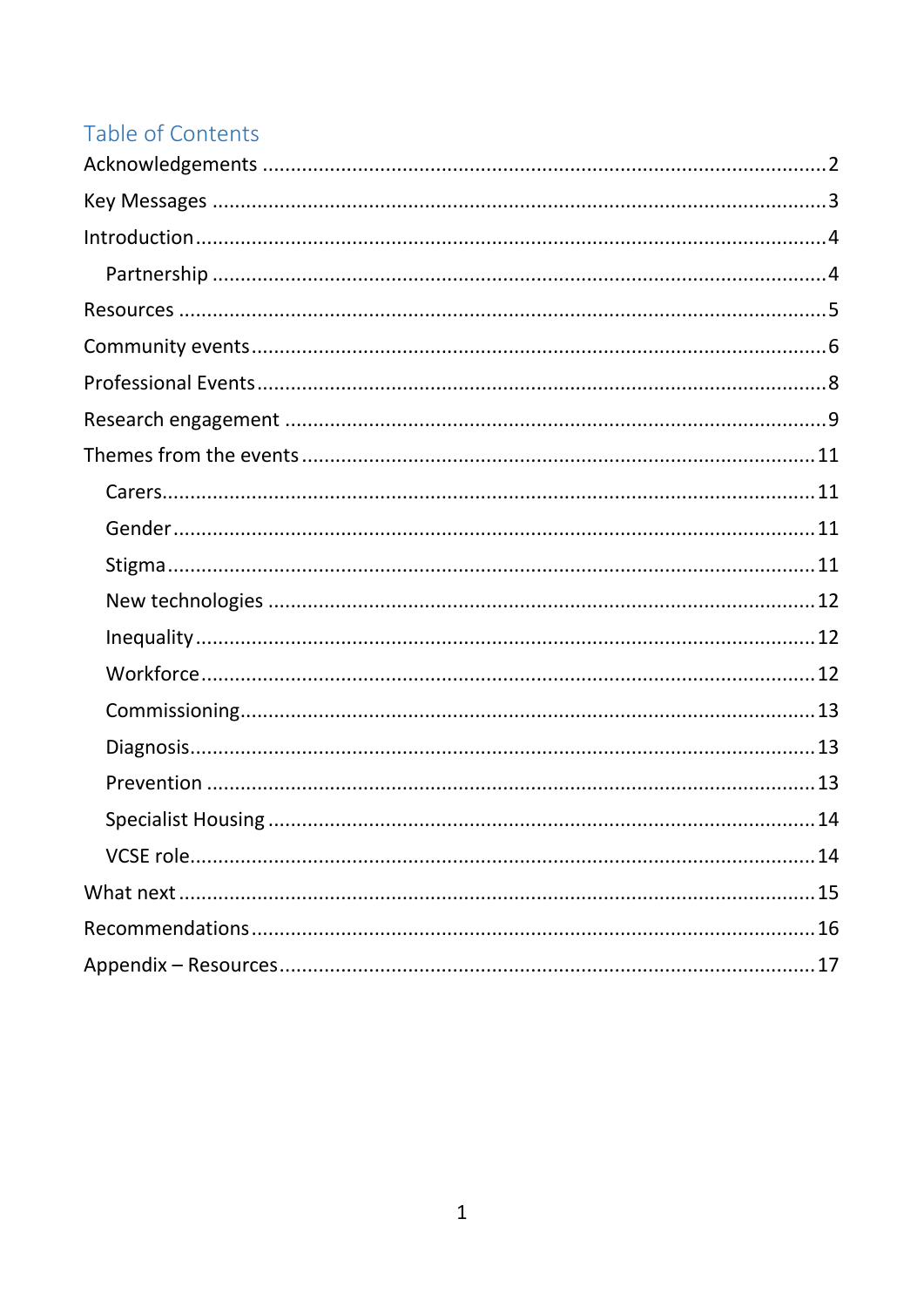# Table of Contents

Acknowledgements ........................................................................................ 2

Key Messages ................................................................................................ 3

Introduction .................................................................................................. 4

  Partnership ................................................................................................ 4

Resources ..................................................................................................... 5

Community events ......................................................................................... 6

Professional Events ........................................................................................ 8

Research engagement .................................................................................... 9

Themes from the events ................................................................................ 11

  Carers ...................................................................................................... 11

  Gender ..................................................................................................... 11

  Stigma ..................................................................................................... 11

  New technologies ..................................................................................... 12

  Inequality ................................................................................................ 12

  Workforce ............................................................................................... 12

  Commissioning ......................................................................................... 13

  Diagnosis ................................................................................................. 13

  Prevention ............................................................................................... 13

  Specialist Housing .................................................................................... 14

  VCSE role ................................................................................................ 14

What next .................................................................................................... 15

Recommendations ........................................................................................ 16

Appendix – Resources ................................................................................... 17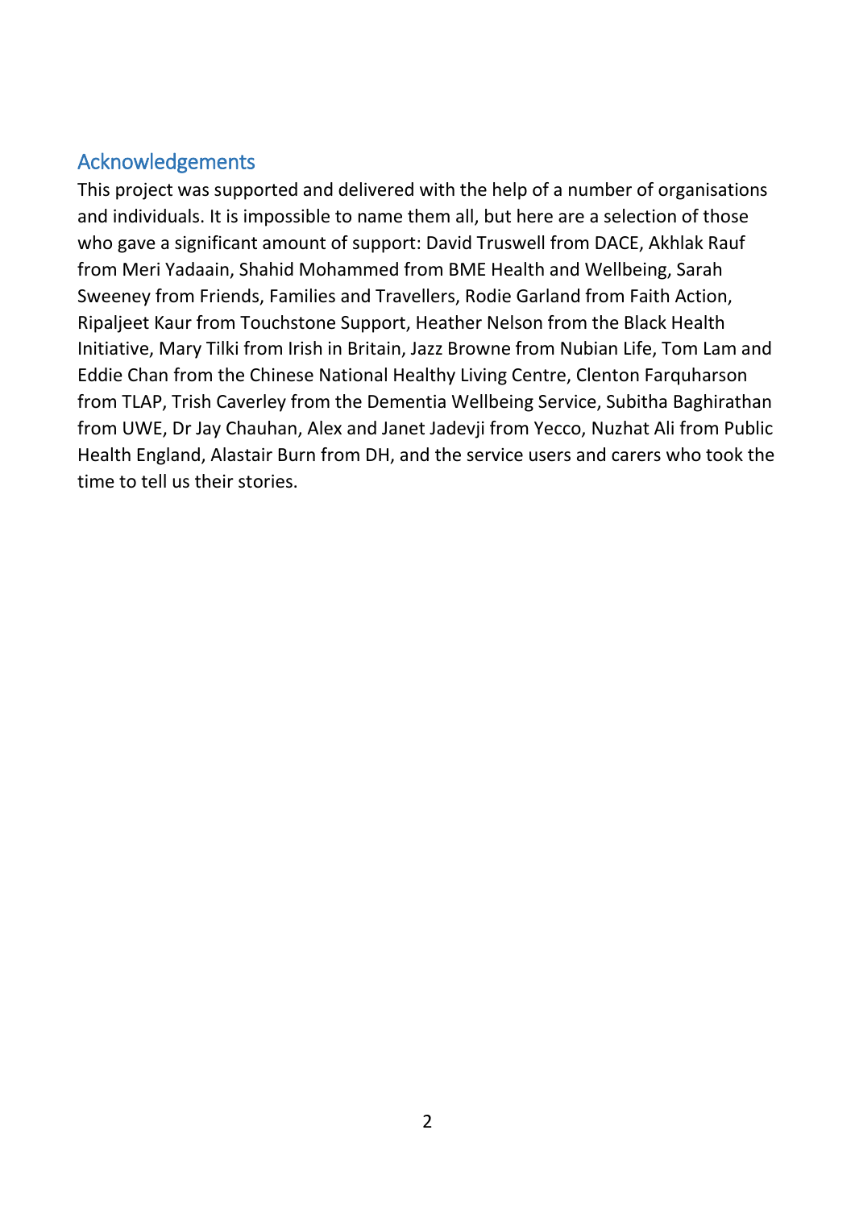## Acknowledgements

This project was supported and delivered with the help of a number of organisations and individuals. It is impossible to name them all, but here are a selection of those who gave a significant amount of support: David Truswell from DACE, Akhlak Rauf from Meri Yadaain, Shahid Mohammed from BME Health and Wellbeing, Sarah Sweeney from Friends, Families and Travellers, Rodie Garland from Faith Action, Ripaljeet Kaur from Touchstone Support, Heather Nelson from the Black Health Initiative, Mary Tilki from Irish in Britain, Jazz Browne from Nubian Life, Tom Lam and Eddie Chan from the Chinese National Healthy Living Centre, Clenton Farquharson from TLAP, Trish Caverley from the Dementia Wellbeing Service, Subitha Baghirathan from UWE, Dr Jay Chauhan, Alex and Janet Jadevji from Yecco, Nuzhat Ali from Public Health England, Alastair Burn from DH, and the service users and carers who took the time to tell us their stories.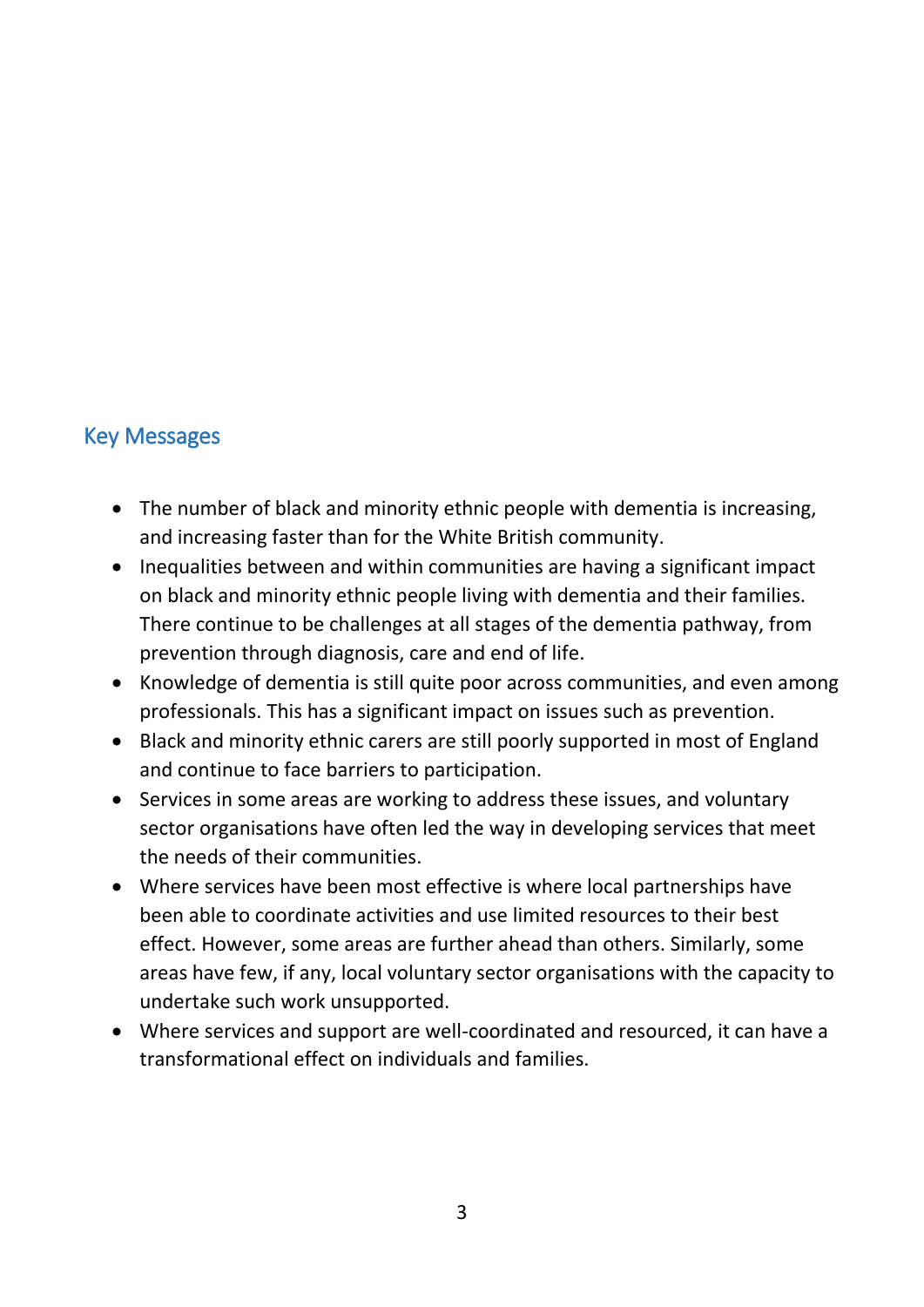## Key Messages

- The number of black and minority ethnic people with dementia is increasing, and increasing faster than for the White British community.
- Inequalities between and within communities are having a significant impact on black and minority ethnic people living with dementia and their families. There continue to be challenges at all stages of the dementia pathway, from prevention through diagnosis, care and end of life.
- Knowledge of dementia is still quite poor across communities, and even among professionals. This has a significant impact on issues such as prevention.
- Black and minority ethnic carers are still poorly supported in most of England and continue to face barriers to participation.
- Services in some areas are working to address these issues, and voluntary sector organisations have often led the way in developing services that meet the needs of their communities.
- Where services have been most effective is where local partnerships have been able to coordinate activities and use limited resources to their best effect. However, some areas are further ahead than others. Similarly, some areas have few, if any, local voluntary sector organisations with the capacity to undertake such work unsupported.
- Where services and support are well-coordinated and resourced, it can have a transformational effect on individuals and families.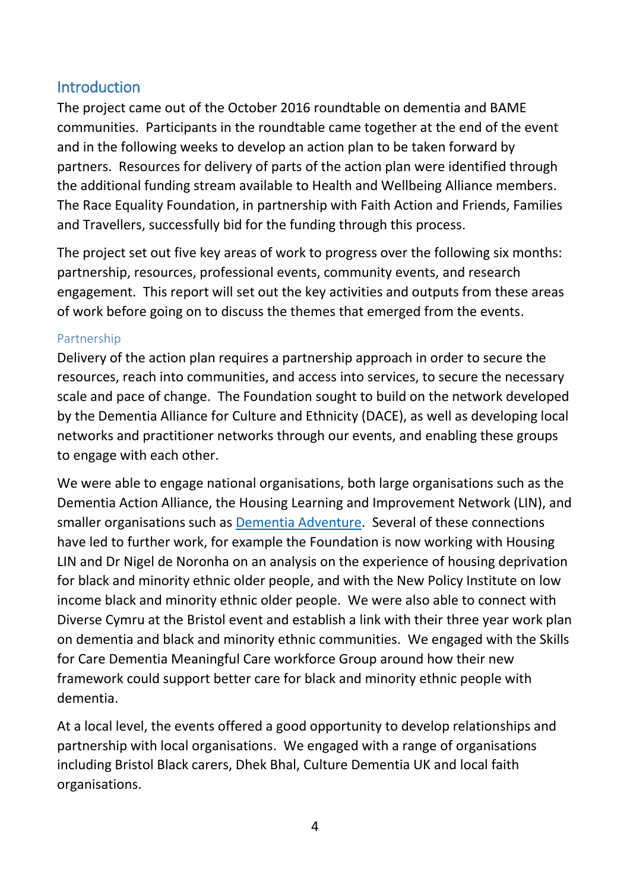## Introduction

The project came out of the October 2016 roundtable on dementia and BAME communities. Participants in the roundtable came together at the end of the event and in the following weeks to develop an action plan to be taken forward by partners. Resources for delivery of parts of the action plan were identified through the additional funding stream available to Health and Wellbeing Alliance members. The Race Equality Foundation, in partnership with Faith Action and Friends, Families and Travellers, successfully bid for the funding through this process.

The project set out five key areas of work to progress over the following six months: partnership, resources, professional events, community events, and research engagement. This report will set out the key activities and outputs from these areas of work before going on to discuss the themes that emerged from the events.

### Partnership

Delivery of the action plan requires a partnership approach in order to secure the resources, reach into communities, and access into services, to secure the necessary scale and pace of change. The Foundation sought to build on the network developed by the Dementia Alliance for Culture and Ethnicity (DACE), as well as developing local networks and practitioner networks through our events, and enabling these groups to engage with each other.

We were able to engage national organisations, both large organisations such as the Dementia Action Alliance, the Housing Learning and Improvement Network (LIN), and smaller organisations such as Dementia Adventure. Several of these connections have led to further work, for example the Foundation is now working with Housing LIN and Dr Nigel de Noronha on an analysis on the experience of housing deprivation for black and minority ethnic older people, and with the New Policy Institute on low income black and minority ethnic older people. We were also able to connect with Diverse Cymru at the Bristol event and establish a link with their three year work plan on dementia and black and minority ethnic communities. We engaged with the Skills for Care Dementia Meaningful Care workforce Group around how their new framework could support better care for black and minority ethnic people with dementia.

At a local level, the events offered a good opportunity to develop relationships and partnership with local organisations. We engaged with a range of organisations including Bristol Black carers, Dhek Bhal, Culture Dementia UK and local faith organisations.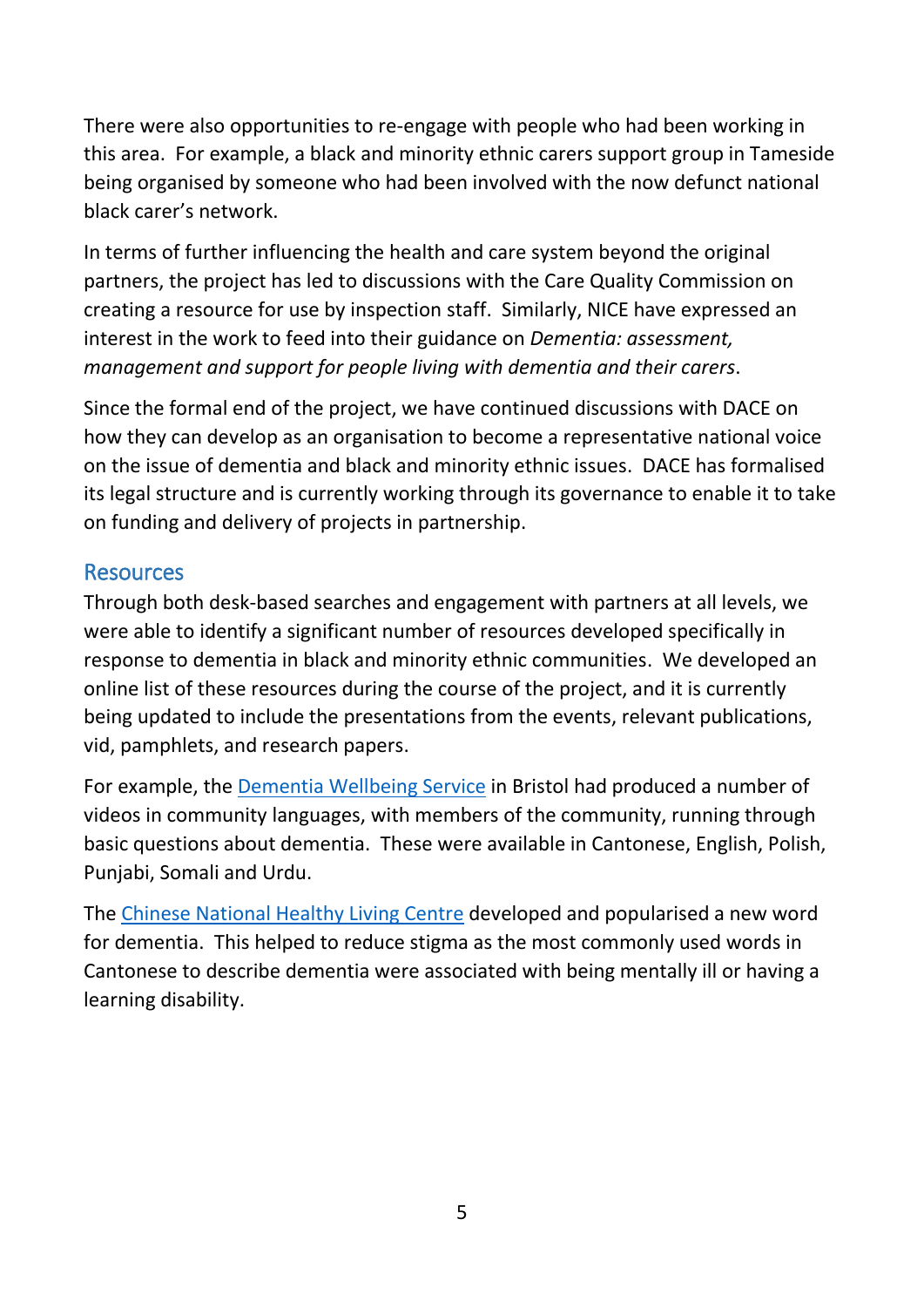There were also opportunities to re-engage with people who had been working in this area. For example, a black and minority ethnic carers support group in Tameside being organised by someone who had been involved with the now defunct national black carer's network.

In terms of further influencing the health and care system beyond the original partners, the project has led to discussions with the Care Quality Commission on creating a resource for use by inspection staff. Similarly, NICE have expressed an interest in the work to feed into their guidance on *Dementia: assessment, management and support for people living with dementia and their carers*.

Since the formal end of the project, we have continued discussions with DACE on how they can develop as an organisation to become a representative national voice on the issue of dementia and black and minority ethnic issues. DACE has formalised its legal structure and is currently working through its governance to enable it to take on funding and delivery of projects in partnership.

## Resources

Through both desk-based searches and engagement with partners at all levels, we were able to identify a significant number of resources developed specifically in response to dementia in black and minority ethnic communities. We developed an online list of these resources during the course of the project, and it is currently being updated to include the presentations from the events, relevant publications, vid, pamphlets, and research papers.

For example, the Dementia Wellbeing Service in Bristol had produced a number of videos in community languages, with members of the community, running through basic questions about dementia. These were available in Cantonese, English, Polish, Punjabi, Somali and Urdu.

The Chinese National Healthy Living Centre developed and popularised a new word for dementia. This helped to reduce stigma as the most commonly used words in Cantonese to describe dementia were associated with being mentally ill or having a learning disability.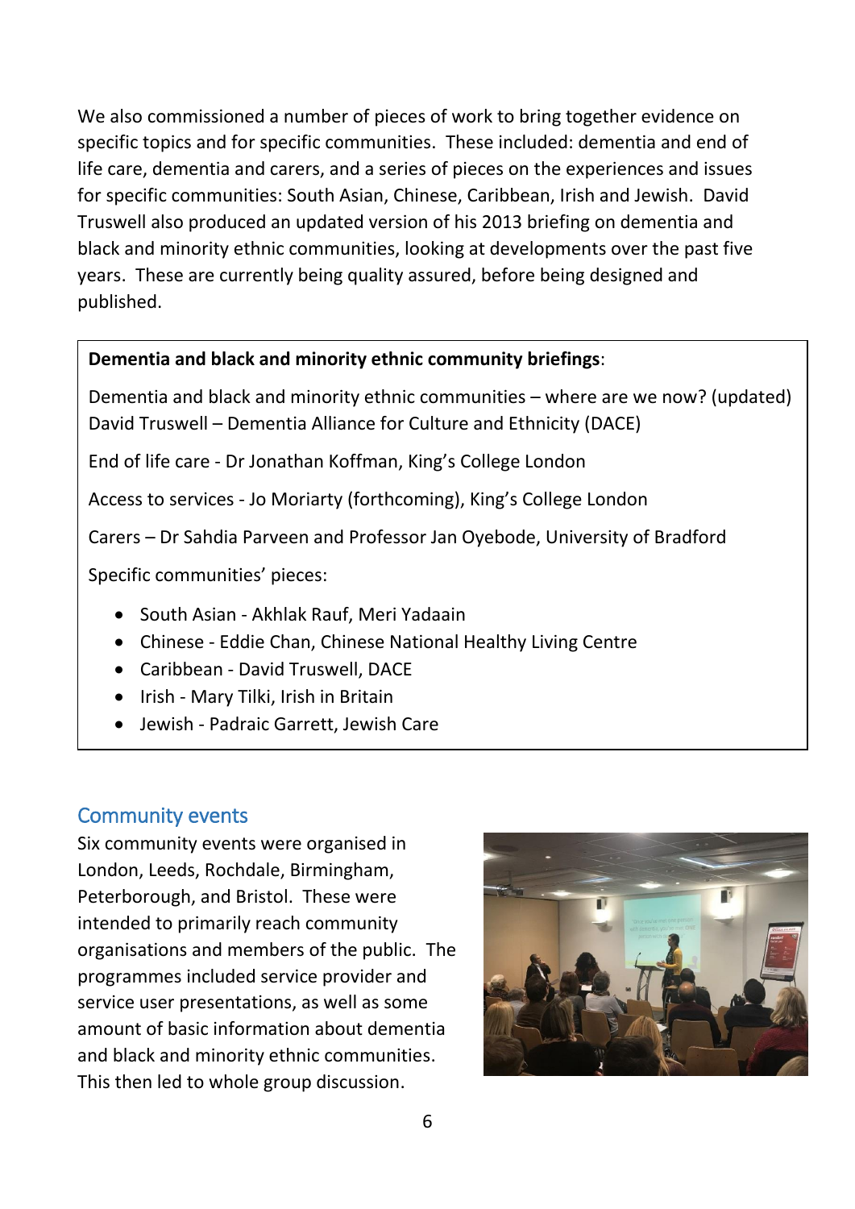We also commissioned a number of pieces of work to bring together evidence on specific topics and for specific communities. These included: dementia and end of life care, dementia and carers, and a series of pieces on the experiences and issues for specific communities: South Asian, Chinese, Caribbean, Irish and Jewish. David Truswell also produced an updated version of his 2013 briefing on dementia and black and minority ethnic communities, looking at developments over the past five years. These are currently being quality assured, before being designed and published.

**Dementia and black and minority ethnic community briefings**:

Dementia and black and minority ethnic communities – where are we now? (updated) David Truswell – Dementia Alliance for Culture and Ethnicity (DACE)

End of life care - Dr Jonathan Koffman, King's College London

Access to services - Jo Moriarty (forthcoming), King's College London

Carers – Dr Sahdia Parveen and Professor Jan Oyebode, University of Bradford

Specific communities' pieces:

- South Asian - Akhlak Rauf, Meri Yadaain
- Chinese - Eddie Chan, Chinese National Healthy Living Centre
- Caribbean - David Truswell, DACE
- Irish - Mary Tilki, Irish in Britain
- Jewish - Padraic Garrett, Jewish Care

## Community events

Six community events were organised in London, Leeds, Rochdale, Birmingham, Peterborough, and Bristol. These were intended to primarily reach community organisations and members of the public. The programmes included service provider and service user presentations, as well as some amount of basic information about dementia and black and minority ethnic communities. This then led to whole group discussion.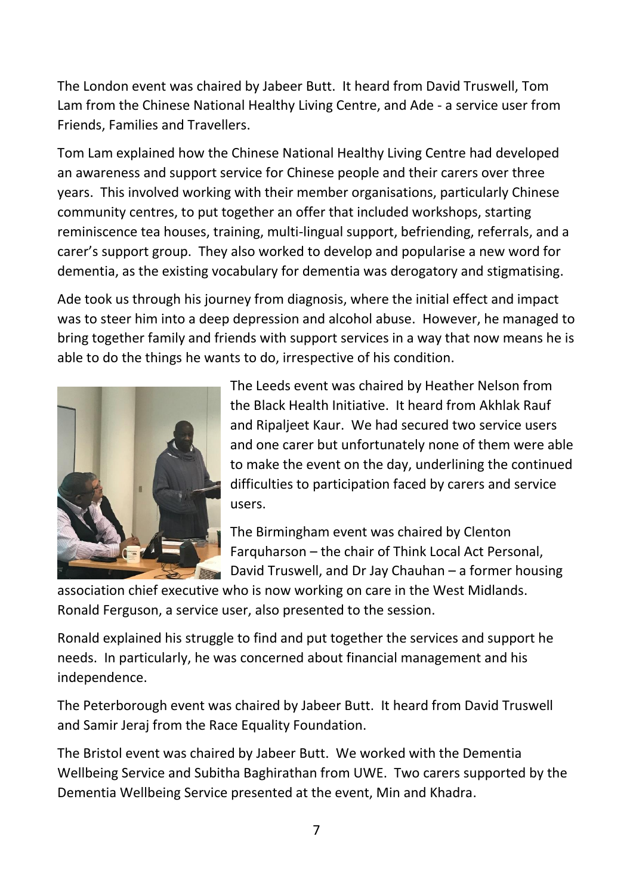The London event was chaired by Jabeer Butt. It heard from David Truswell, Tom Lam from the Chinese National Healthy Living Centre, and Ade - a service user from Friends, Families and Travellers.

Tom Lam explained how the Chinese National Healthy Living Centre had developed an awareness and support service for Chinese people and their carers over three years. This involved working with their member organisations, particularly Chinese community centres, to put together an offer that included workshops, starting reminiscence tea houses, training, multi-lingual support, befriending, referrals, and a carer's support group. They also worked to develop and popularise a new word for dementia, as the existing vocabulary for dementia was derogatory and stigmatising.

Ade took us through his journey from diagnosis, where the initial effect and impact was to steer him into a deep depression and alcohol abuse. However, he managed to bring together family and friends with support services in a way that now means he is able to do the things he wants to do, irrespective of his condition.

The Leeds event was chaired by Heather Nelson from the Black Health Initiative. It heard from Akhlak Rauf and Ripaljeet Kaur. We had secured two service users and one carer but unfortunately none of them were able to make the event on the day, underlining the continued difficulties to participation faced by carers and service users.

The Birmingham event was chaired by Clenton Farquharson – the chair of Think Local Act Personal, David Truswell, and Dr Jay Chauhan – a former housing association chief executive who is now working on care in the West Midlands. Ronald Ferguson, a service user, also presented to the session.

Ronald explained his struggle to find and put together the services and support he needs. In particularly, he was concerned about financial management and his independence.

The Peterborough event was chaired by Jabeer Butt. It heard from David Truswell and Samir Jeraj from the Race Equality Foundation.

The Bristol event was chaired by Jabeer Butt. We worked with the Dementia Wellbeing Service and Subitha Baghirathan from UWE. Two carers supported by the Dementia Wellbeing Service presented at the event, Min and Khadra.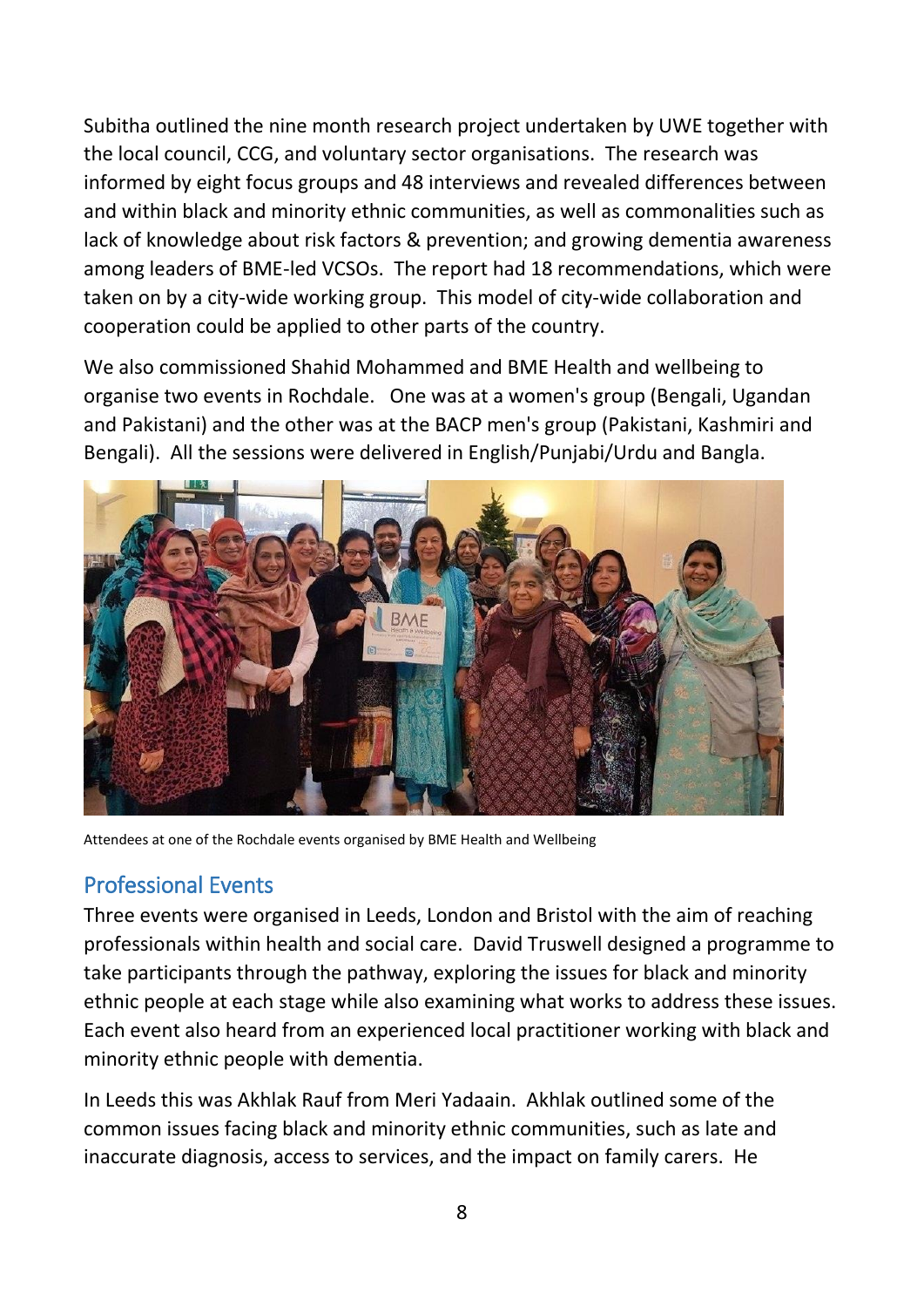Subitha outlined the nine month research project undertaken by UWE together with the local council, CCG, and voluntary sector organisations. The research was informed by eight focus groups and 48 interviews and revealed differences between and within black and minority ethnic communities, as well as commonalities such as lack of knowledge about risk factors & prevention; and growing dementia awareness among leaders of BME-led VCSOs. The report had 18 recommendations, which were taken on by a city-wide working group. This model of city-wide collaboration and cooperation could be applied to other parts of the country.

We also commissioned Shahid Mohammed and BME Health and wellbeing to organise two events in Rochdale. One was at a women's group (Bengali, Ugandan and Pakistani) and the other was at the BACP men's group (Pakistani, Kashmiri and Bengali). All the sessions were delivered in English/Punjabi/Urdu and Bangla.

Attendees at one of the Rochdale events organised by BME Health and Wellbeing

## Professional Events

Three events were organised in Leeds, London and Bristol with the aim of reaching professionals within health and social care. David Truswell designed a programme to take participants through the pathway, exploring the issues for black and minority ethnic people at each stage while also examining what works to address these issues. Each event also heard from an experienced local practitioner working with black and minority ethnic people with dementia.

In Leeds this was Akhlak Rauf from Meri Yadaain. Akhlak outlined some of the common issues facing black and minority ethnic communities, such as late and inaccurate diagnosis, access to services, and the impact on family carers. He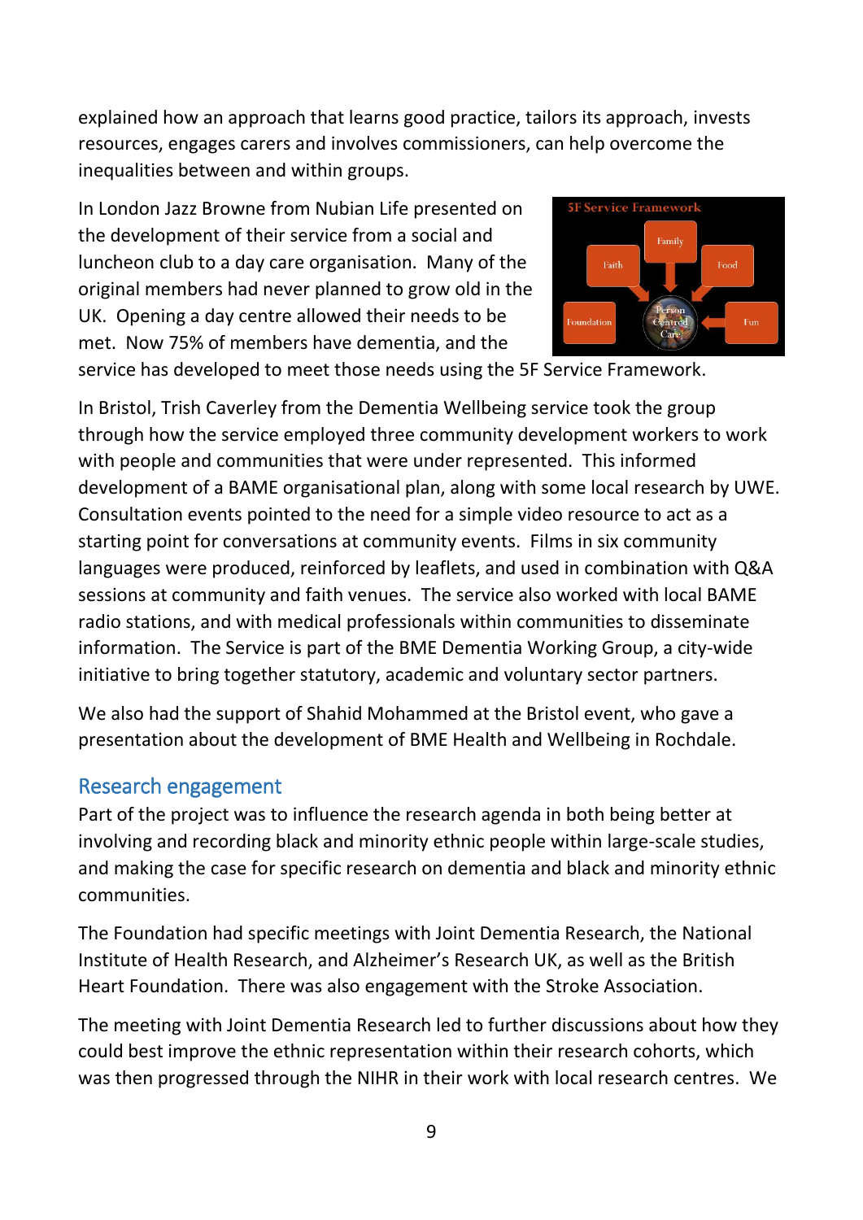explained how an approach that learns good practice, tailors its approach, invests resources, engages carers and involves commissioners, can help overcome the inequalities between and within groups.

In London Jazz Browne from Nubian Life presented on the development of their service from a social and luncheon club to a day care organisation. Many of the original members had never planned to grow old in the UK. Opening a day centre allowed their needs to be met. Now 75% of members have dementia, and the service has developed to meet those needs using the 5F Service Framework.

In Bristol, Trish Caverley from the Dementia Wellbeing service took the group through how the service employed three community development workers to work with people and communities that were under represented. This informed development of a BAME organisational plan, along with some local research by UWE. Consultation events pointed to the need for a simple video resource to act as a starting point for conversations at community events. Films in six community languages were produced, reinforced by leaflets, and used in combination with Q&A sessions at community and faith venues. The service also worked with local BAME radio stations, and with medical professionals within communities to disseminate information. The Service is part of the BME Dementia Working Group, a city-wide initiative to bring together statutory, academic and voluntary sector partners.

We also had the support of Shahid Mohammed at the Bristol event, who gave a presentation about the development of BME Health and Wellbeing in Rochdale.

## Research engagement

Part of the project was to influence the research agenda in both being better at involving and recording black and minority ethnic people within large-scale studies, and making the case for specific research on dementia and black and minority ethnic communities.

The Foundation had specific meetings with Joint Dementia Research, the National Institute of Health Research, and Alzheimer's Research UK, as well as the British Heart Foundation. There was also engagement with the Stroke Association.

The meeting with Joint Dementia Research led to further discussions about how they could best improve the ethnic representation within their research cohorts, which was then progressed through the NIHR in their work with local research centres. We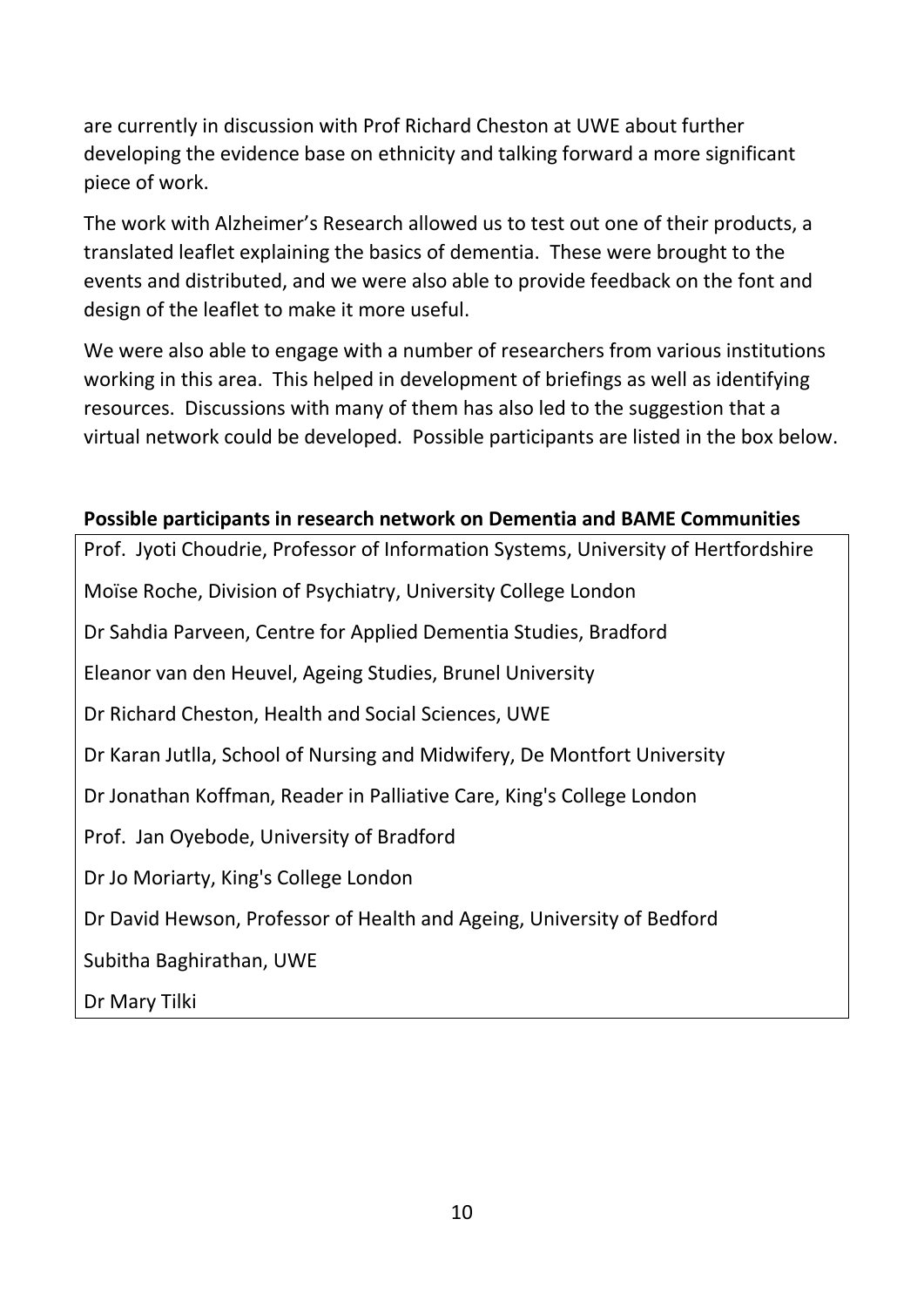are currently in discussion with Prof Richard Cheston at UWE about further developing the evidence base on ethnicity and talking forward a more significant piece of work.

The work with Alzheimer's Research allowed us to test out one of their products, a translated leaflet explaining the basics of dementia. These were brought to the events and distributed, and we were also able to provide feedback on the font and design of the leaflet to make it more useful.

We were also able to engage with a number of researchers from various institutions working in this area. This helped in development of briefings as well as identifying resources. Discussions with many of them has also led to the suggestion that a virtual network could be developed. Possible participants are listed in the box below.

**Possible participants in research network on Dementia and BAME Communities**

Prof. Jyoti Choudrie, Professor of Information Systems, University of Hertfordshire

Moïse Roche, Division of Psychiatry, University College London

Dr Sahdia Parveen, Centre for Applied Dementia Studies, Bradford

Eleanor van den Heuvel, Ageing Studies, Brunel University

Dr Richard Cheston, Health and Social Sciences, UWE

Dr Karan Jutlla, School of Nursing and Midwifery, De Montfort University

Dr Jonathan Koffman, Reader in Palliative Care, King's College London

Prof. Jan Oyebode, University of Bradford

Dr Jo Moriarty, King's College London

Dr David Hewson, Professor of Health and Ageing, University of Bedford

Subitha Baghirathan, UWE

Dr Mary Tilki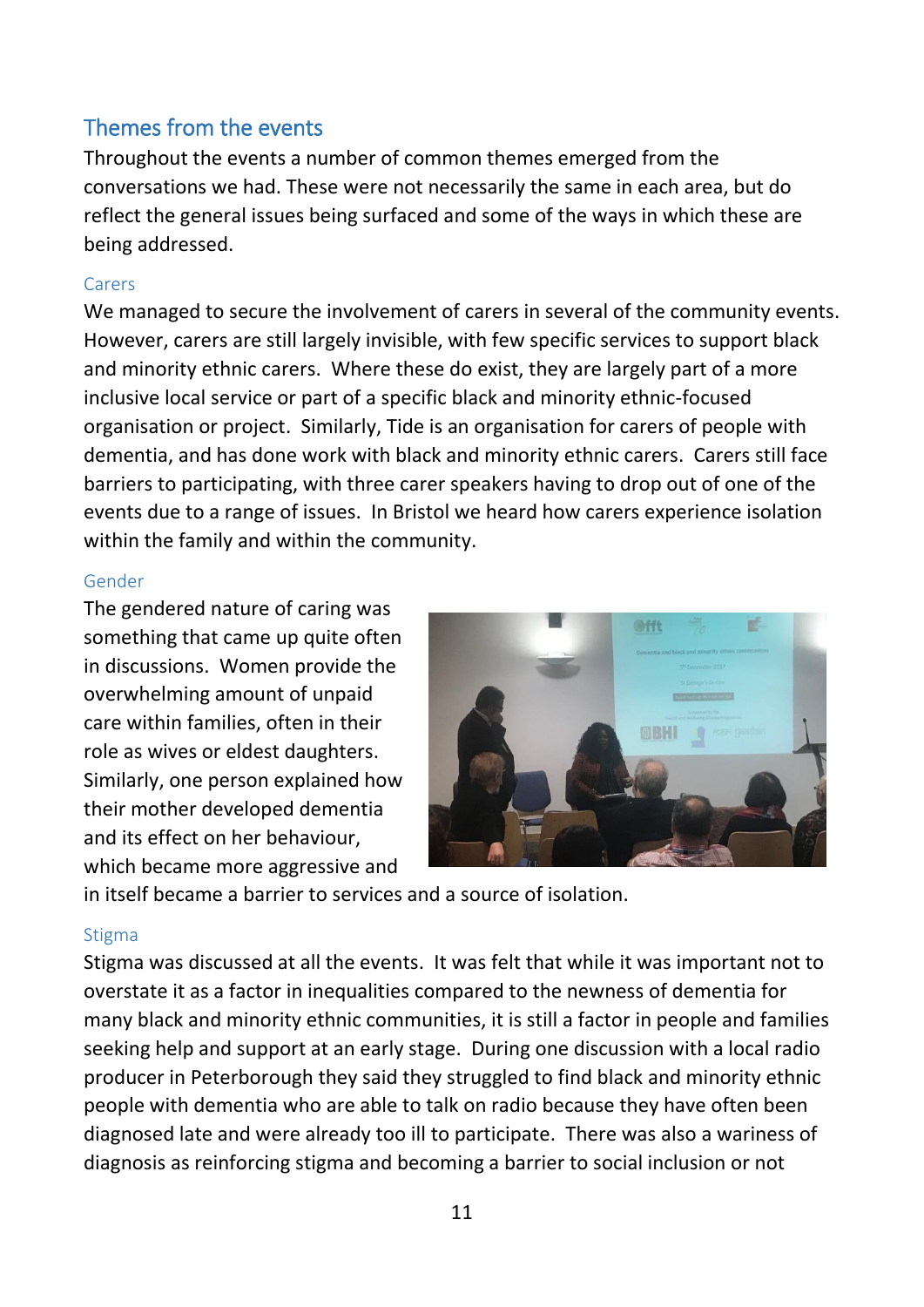## Themes from the events

Throughout the events a number of common themes emerged from the conversations we had. These were not necessarily the same in each area, but do reflect the general issues being surfaced and some of the ways in which these are being addressed.

### Carers

We managed to secure the involvement of carers in several of the community events. However, carers are still largely invisible, with few specific services to support black and minority ethnic carers. Where these do exist, they are largely part of a more inclusive local service or part of a specific black and minority ethnic-focused organisation or project. Similarly, Tide is an organisation for carers of people with dementia, and has done work with black and minority ethnic carers. Carers still face barriers to participating, with three carer speakers having to drop out of one of the events due to a range of issues. In Bristol we heard how carers experience isolation within the family and within the community.

### Gender

The gendered nature of caring was something that came up quite often in discussions. Women provide the overwhelming amount of unpaid care within families, often in their role as wives or eldest daughters. Similarly, one person explained how their mother developed dementia and its effect on her behaviour, which became more aggressive and in itself became a barrier to services and a source of isolation.

### Stigma

Stigma was discussed at all the events. It was felt that while it was important not to overstate it as a factor in inequalities compared to the newness of dementia for many black and minority ethnic communities, it is still a factor in people and families seeking help and support at an early stage. During one discussion with a local radio producer in Peterborough they said they struggled to find black and minority ethnic people with dementia who are able to talk on radio because they have often been diagnosed late and were already too ill to participate. There was also a wariness of diagnosis as reinforcing stigma and becoming a barrier to social inclusion or not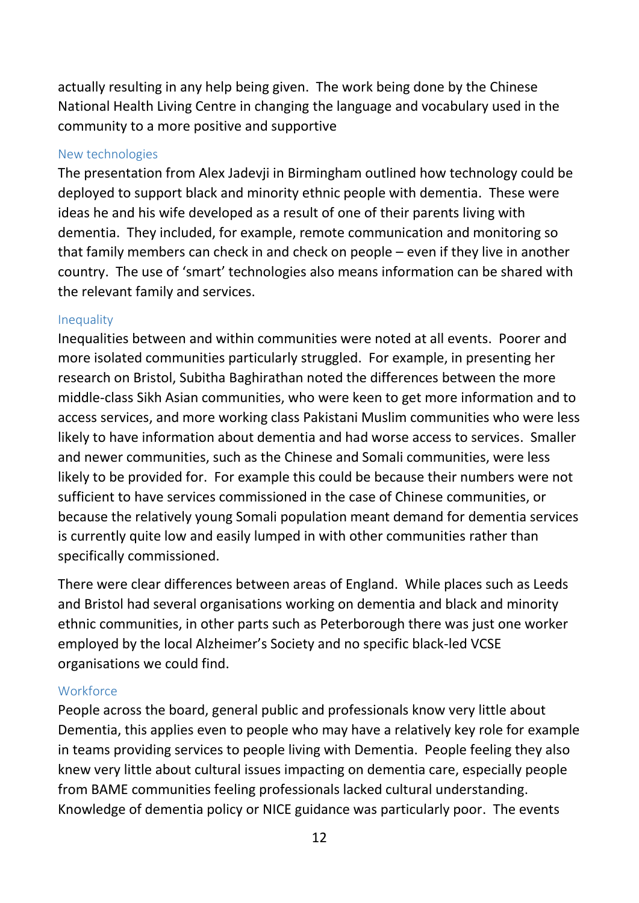actually resulting in any help being given. The work being done by the Chinese National Health Living Centre in changing the language and vocabulary used in the community to a more positive and supportive

### New technologies

The presentation from Alex Jadevji in Birmingham outlined how technology could be deployed to support black and minority ethnic people with dementia. These were ideas he and his wife developed as a result of one of their parents living with dementia. They included, for example, remote communication and monitoring so that family members can check in and check on people – even if they live in another country. The use of 'smart' technologies also means information can be shared with the relevant family and services.

### Inequality

Inequalities between and within communities were noted at all events. Poorer and more isolated communities particularly struggled. For example, in presenting her research on Bristol, Subitha Baghirathan noted the differences between the more middle-class Sikh Asian communities, who were keen to get more information and to access services, and more working class Pakistani Muslim communities who were less likely to have information about dementia and had worse access to services. Smaller and newer communities, such as the Chinese and Somali communities, were less likely to be provided for. For example this could be because their numbers were not sufficient to have services commissioned in the case of Chinese communities, or because the relatively young Somali population meant demand for dementia services is currently quite low and easily lumped in with other communities rather than specifically commissioned.

There were clear differences between areas of England. While places such as Leeds and Bristol had several organisations working on dementia and black and minority ethnic communities, in other parts such as Peterborough there was just one worker employed by the local Alzheimer's Society and no specific black-led VCSE organisations we could find.

### Workforce

People across the board, general public and professionals know very little about Dementia, this applies even to people who may have a relatively key role for example in teams providing services to people living with Dementia. People feeling they also knew very little about cultural issues impacting on dementia care, especially people from BAME communities feeling professionals lacked cultural understanding. Knowledge of dementia policy or NICE guidance was particularly poor. The events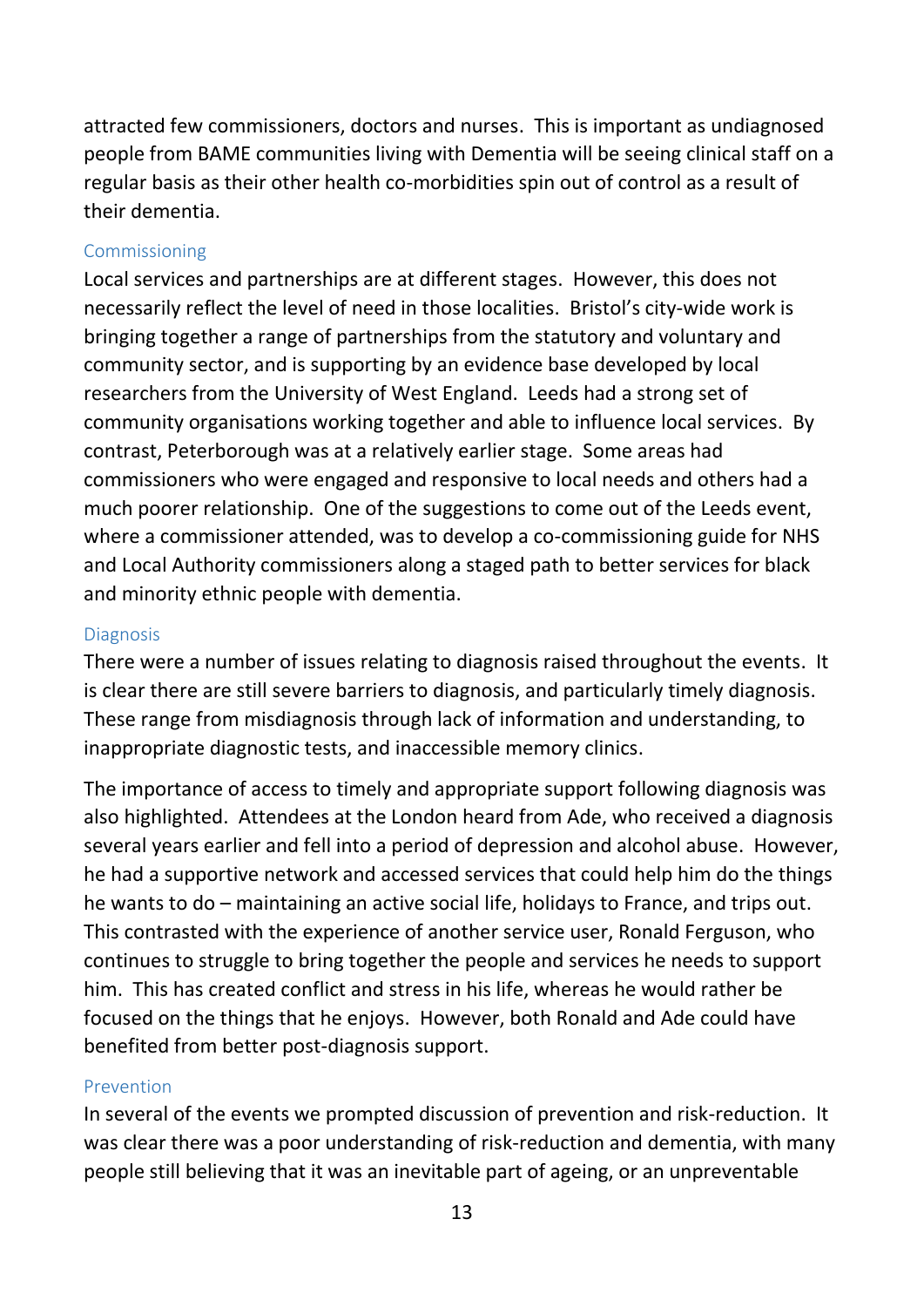attracted few commissioners, doctors and nurses. This is important as undiagnosed people from BAME communities living with Dementia will be seeing clinical staff on a regular basis as their other health co-morbidities spin out of control as a result of their dementia.

### Commissioning

Local services and partnerships are at different stages. However, this does not necessarily reflect the level of need in those localities. Bristol's city-wide work is bringing together a range of partnerships from the statutory and voluntary and community sector, and is supporting by an evidence base developed by local researchers from the University of West England. Leeds had a strong set of community organisations working together and able to influence local services. By contrast, Peterborough was at a relatively earlier stage. Some areas had commissioners who were engaged and responsive to local needs and others had a much poorer relationship. One of the suggestions to come out of the Leeds event, where a commissioner attended, was to develop a co-commissioning guide for NHS and Local Authority commissioners along a staged path to better services for black and minority ethnic people with dementia.

### Diagnosis

There were a number of issues relating to diagnosis raised throughout the events. It is clear there are still severe barriers to diagnosis, and particularly timely diagnosis. These range from misdiagnosis through lack of information and understanding, to inappropriate diagnostic tests, and inaccessible memory clinics.

The importance of access to timely and appropriate support following diagnosis was also highlighted. Attendees at the London heard from Ade, who received a diagnosis several years earlier and fell into a period of depression and alcohol abuse. However, he had a supportive network and accessed services that could help him do the things he wants to do – maintaining an active social life, holidays to France, and trips out. This contrasted with the experience of another service user, Ronald Ferguson, who continues to struggle to bring together the people and services he needs to support him. This has created conflict and stress in his life, whereas he would rather be focused on the things that he enjoys. However, both Ronald and Ade could have benefited from better post-diagnosis support.

### Prevention

In several of the events we prompted discussion of prevention and risk-reduction. It was clear there was a poor understanding of risk-reduction and dementia, with many people still believing that it was an inevitable part of ageing, or an unpreventable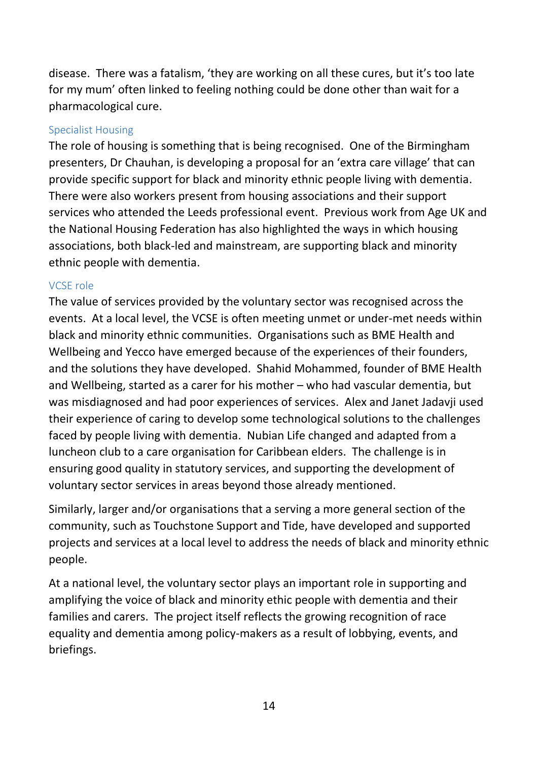disease. There was a fatalism, 'they are working on all these cures, but it's too late for my mum' often linked to feeling nothing could be done other than wait for a pharmacological cure.

### Specialist Housing

The role of housing is something that is being recognised. One of the Birmingham presenters, Dr Chauhan, is developing a proposal for an 'extra care village' that can provide specific support for black and minority ethnic people living with dementia. There were also workers present from housing associations and their support services who attended the Leeds professional event. Previous work from Age UK and the National Housing Federation has also highlighted the ways in which housing associations, both black-led and mainstream, are supporting black and minority ethnic people with dementia.

### VCSE role

The value of services provided by the voluntary sector was recognised across the events. At a local level, the VCSE is often meeting unmet or under-met needs within black and minority ethnic communities. Organisations such as BME Health and Wellbeing and Yecco have emerged because of the experiences of their founders, and the solutions they have developed. Shahid Mohammed, founder of BME Health and Wellbeing, started as a carer for his mother – who had vascular dementia, but was misdiagnosed and had poor experiences of services. Alex and Janet Jadavji used their experience of caring to develop some technological solutions to the challenges faced by people living with dementia. Nubian Life changed and adapted from a luncheon club to a care organisation for Caribbean elders. The challenge is in ensuring good quality in statutory services, and supporting the development of voluntary sector services in areas beyond those already mentioned.

Similarly, larger and/or organisations that a serving a more general section of the community, such as Touchstone Support and Tide, have developed and supported projects and services at a local level to address the needs of black and minority ethnic people.

At a national level, the voluntary sector plays an important role in supporting and amplifying the voice of black and minority ethic people with dementia and their families and carers. The project itself reflects the growing recognition of race equality and dementia among policy-makers as a result of lobbying, events, and briefings.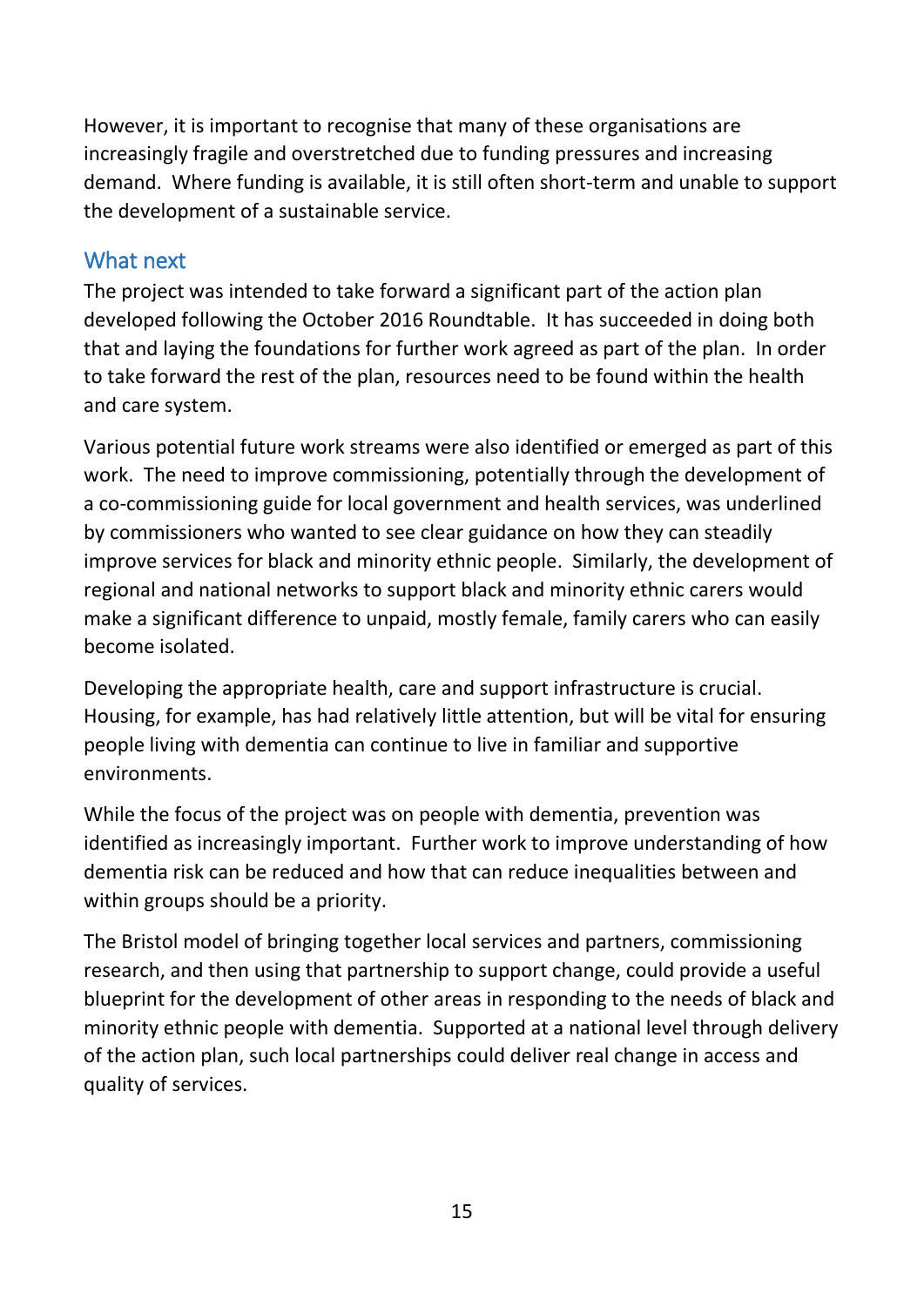However, it is important to recognise that many of these organisations are increasingly fragile and overstretched due to funding pressures and increasing demand. Where funding is available, it is still often short-term and unable to support the development of a sustainable service.

## What next

The project was intended to take forward a significant part of the action plan developed following the October 2016 Roundtable. It has succeeded in doing both that and laying the foundations for further work agreed as part of the plan. In order to take forward the rest of the plan, resources need to be found within the health and care system.

Various potential future work streams were also identified or emerged as part of this work. The need to improve commissioning, potentially through the development of a co-commissioning guide for local government and health services, was underlined by commissioners who wanted to see clear guidance on how they can steadily improve services for black and minority ethnic people. Similarly, the development of regional and national networks to support black and minority ethnic carers would make a significant difference to unpaid, mostly female, family carers who can easily become isolated.

Developing the appropriate health, care and support infrastructure is crucial. Housing, for example, has had relatively little attention, but will be vital for ensuring people living with dementia can continue to live in familiar and supportive environments.

While the focus of the project was on people with dementia, prevention was identified as increasingly important. Further work to improve understanding of how dementia risk can be reduced and how that can reduce inequalities between and within groups should be a priority.

The Bristol model of bringing together local services and partners, commissioning research, and then using that partnership to support change, could provide a useful blueprint for the development of other areas in responding to the needs of black and minority ethnic people with dementia. Supported at a national level through delivery of the action plan, such local partnerships could deliver real change in access and quality of services.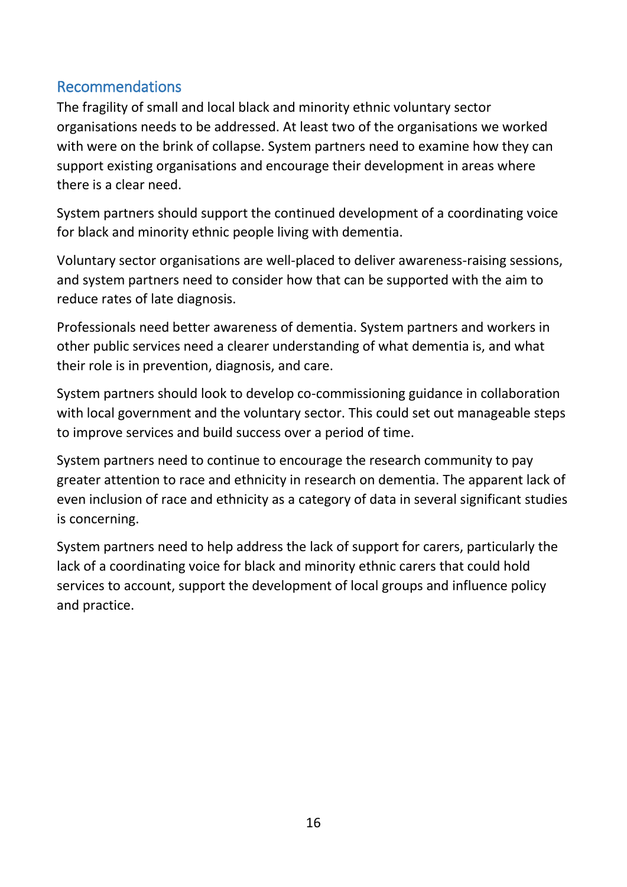## Recommendations

The fragility of small and local black and minority ethnic voluntary sector organisations needs to be addressed. At least two of the organisations we worked with were on the brink of collapse. System partners need to examine how they can support existing organisations and encourage their development in areas where there is a clear need.

System partners should support the continued development of a coordinating voice for black and minority ethnic people living with dementia.

Voluntary sector organisations are well-placed to deliver awareness-raising sessions, and system partners need to consider how that can be supported with the aim to reduce rates of late diagnosis.

Professionals need better awareness of dementia. System partners and workers in other public services need a clearer understanding of what dementia is, and what their role is in prevention, diagnosis, and care.

System partners should look to develop co-commissioning guidance in collaboration with local government and the voluntary sector. This could set out manageable steps to improve services and build success over a period of time.

System partners need to continue to encourage the research community to pay greater attention to race and ethnicity in research on dementia. The apparent lack of even inclusion of race and ethnicity as a category of data in several significant studies is concerning.

System partners need to help address the lack of support for carers, particularly the lack of a coordinating voice for black and minority ethnic carers that could hold services to account, support the development of local groups and influence policy and practice.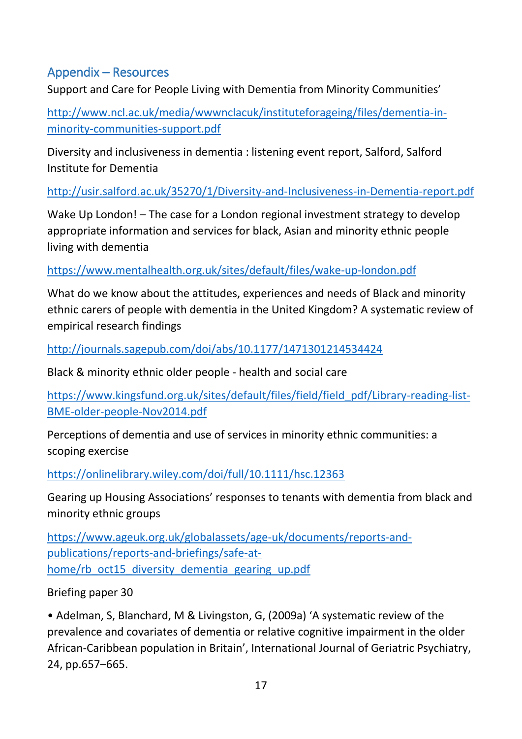## Appendix – Resources

Support and Care for People Living with Dementia from Minority Communities'

http://www.ncl.ac.uk/media/wwwnclacuk/instituteforageing/files/dementia-in-minority-communities-support.pdf

Diversity and inclusiveness in dementia : listening event report, Salford, Salford Institute for Dementia

http://usir.salford.ac.uk/35270/1/Diversity-and-Inclusiveness-in-Dementia-report.pdf

Wake Up London! – The case for a London regional investment strategy to develop appropriate information and services for black, Asian and minority ethnic people living with dementia

https://www.mentalhealth.org.uk/sites/default/files/wake-up-london.pdf

What do we know about the attitudes, experiences and needs of Black and minority ethnic carers of people with dementia in the United Kingdom? A systematic review of empirical research findings

http://journals.sagepub.com/doi/abs/10.1177/1471301214534424

Black & minority ethnic older people - health and social care

https://www.kingsfund.org.uk/sites/default/files/field/field_pdf/Library-reading-list-BME-older-people-Nov2014.pdf

Perceptions of dementia and use of services in minority ethnic communities: a scoping exercise

https://onlinelibrary.wiley.com/doi/full/10.1111/hsc.12363

Gearing up Housing Associations' responses to tenants with dementia from black and minority ethnic groups

https://www.ageuk.org.uk/globalassets/age-uk/documents/reports-and-publications/reports-and-briefings/safe-at-home/rb_oct15_diversity_dementia_gearing_up.pdf

Briefing paper 30

- Adelman, S, Blanchard, M & Livingston, G, (2009a) 'A systematic review of the prevalence and covariates of dementia or relative cognitive impairment in the older African-Caribbean population in Britain', International Journal of Geriatric Psychiatry, 24, pp.657–665.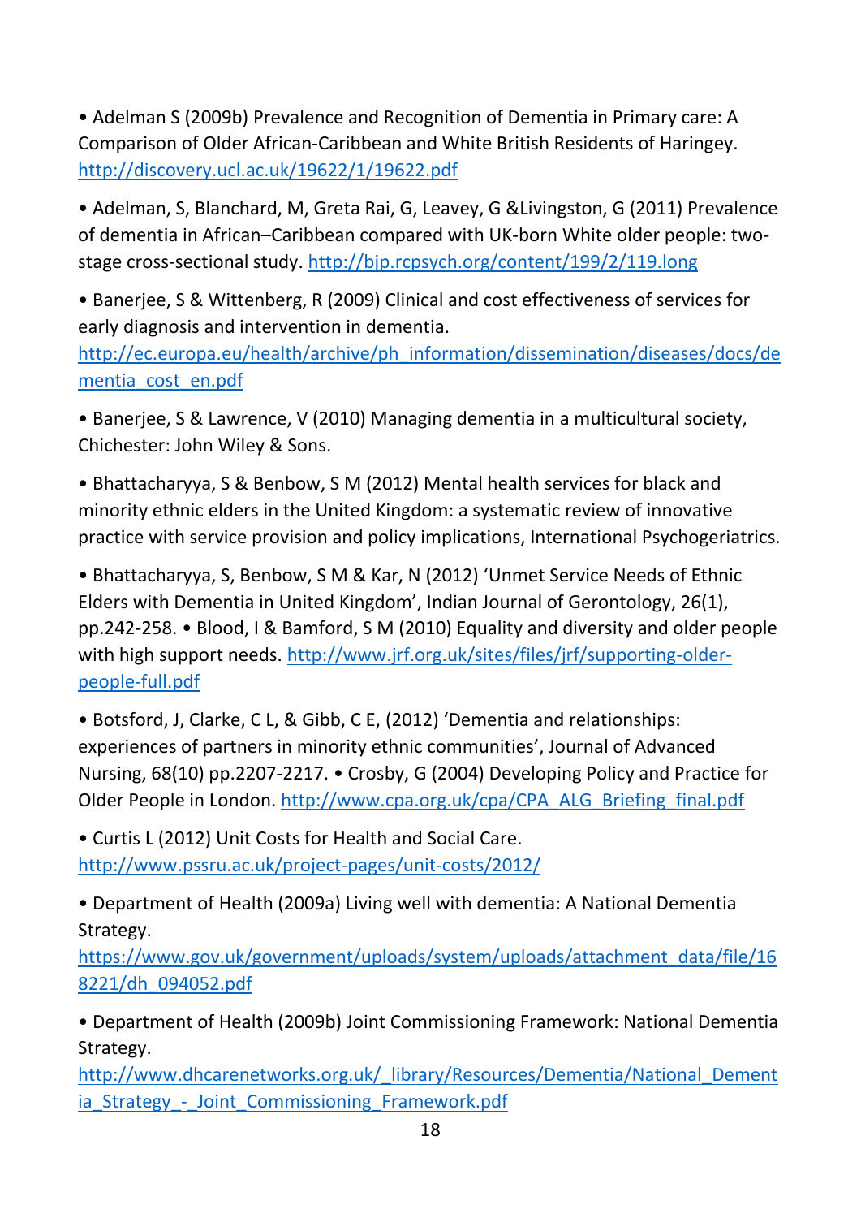- Adelman S (2009b) Prevalence and Recognition of Dementia in Primary care: A Comparison of Older African-Caribbean and White British Residents of Haringey. http://discovery.ucl.ac.uk/19622/1/19622.pdf

- Adelman, S, Blanchard, M, Greta Rai, G, Leavey, G &Livingston, G (2011) Prevalence of dementia in African–Caribbean compared with UK-born White older people: two-stage cross-sectional study. http://bjp.rcpsych.org/content/199/2/119.long

- Banerjee, S & Wittenberg, R (2009) Clinical and cost effectiveness of services for early diagnosis and intervention in dementia. http://ec.europa.eu/health/archive/ph_information/dissemination/diseases/docs/dementia_cost_en.pdf

- Banerjee, S & Lawrence, V (2010) Managing dementia in a multicultural society, Chichester: John Wiley & Sons.

- Bhattacharyya, S & Benbow, S M (2012) Mental health services for black and minority ethnic elders in the United Kingdom: a systematic review of innovative practice with service provision and policy implications, International Psychogeriatrics.

- Bhattacharyya, S, Benbow, S M & Kar, N (2012) 'Unmet Service Needs of Ethnic Elders with Dementia in United Kingdom', Indian Journal of Gerontology, 26(1), pp.242-258. • Blood, I & Bamford, S M (2010) Equality and diversity and older people with high support needs. http://www.jrf.org.uk/sites/files/jrf/supporting-older-people-full.pdf

- Botsford, J, Clarke, C L, & Gibb, C E, (2012) 'Dementia and relationships: experiences of partners in minority ethnic communities', Journal of Advanced Nursing, 68(10) pp.2207-2217. • Crosby, G (2004) Developing Policy and Practice for Older People in London. http://www.cpa.org.uk/cpa/CPA_ALG_Briefing_final.pdf

- Curtis L (2012) Unit Costs for Health and Social Care. http://www.pssru.ac.uk/project-pages/unit-costs/2012/

- Department of Health (2009a) Living well with dementia: A National Dementia Strategy. https://www.gov.uk/government/uploads/system/uploads/attachment_data/file/168221/dh_094052.pdf

- Department of Health (2009b) Joint Commissioning Framework: National Dementia Strategy. http://www.dhcarenetworks.org.uk/_library/Resources/Dementia/National_Dementia_Strategy_-_Joint_Commissioning_Framework.pdf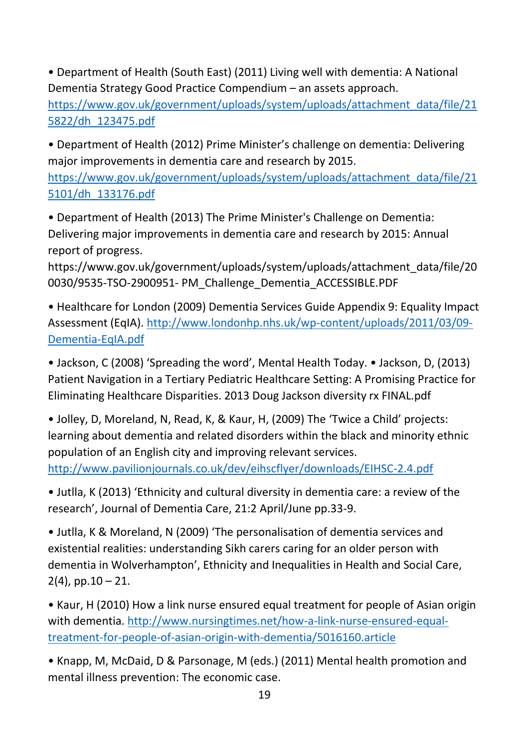- Department of Health (South East) (2011) Living well with dementia: A National Dementia Strategy Good Practice Compendium – an assets approach. https://www.gov.uk/government/uploads/system/uploads/attachment_data/file/215822/dh_123475.pdf

- Department of Health (2012) Prime Minister's challenge on dementia: Delivering major improvements in dementia care and research by 2015. https://www.gov.uk/government/uploads/system/uploads/attachment_data/file/215101/dh_133176.pdf

- Department of Health (2013) The Prime Minister's Challenge on Dementia: Delivering major improvements in dementia care and research by 2015: Annual report of progress. https://www.gov.uk/government/uploads/system/uploads/attachment_data/file/200030/9535-TSO-2900951- PM_Challenge_Dementia_ACCESSIBLE.PDF

- Healthcare for London (2009) Dementia Services Guide Appendix 9: Equality Impact Assessment (EqIA). http://www.londonhp.nhs.uk/wp-content/uploads/2011/03/09-Dementia-EqIA.pdf

- Jackson, C (2008) 'Spreading the word', Mental Health Today. • Jackson, D, (2013) Patient Navigation in a Tertiary Pediatric Healthcare Setting: A Promising Practice for Eliminating Healthcare Disparities. 2013 Doug Jackson diversity rx FINAL.pdf

- Jolley, D, Moreland, N, Read, K, & Kaur, H, (2009) The 'Twice a Child' projects: learning about dementia and related disorders within the black and minority ethnic population of an English city and improving relevant services. http://www.pavilionjournals.co.uk/dev/eihscflyer/downloads/EIHSC-2.4.pdf

- Jutlla, K (2013) 'Ethnicity and cultural diversity in dementia care: a review of the research', Journal of Dementia Care, 21:2 April/June pp.33-9.

- Jutlla, K & Moreland, N (2009) 'The personalisation of dementia services and existential realities: understanding Sikh carers caring for an older person with dementia in Wolverhampton', Ethnicity and Inequalities in Health and Social Care, 2(4), pp.10 – 21.

- Kaur, H (2010) How a link nurse ensured equal treatment for people of Asian origin with dementia. http://www.nursingtimes.net/how-a-link-nurse-ensured-equal-treatment-for-people-of-asian-origin-with-dementia/5016160.article

- Knapp, M, McDaid, D & Parsonage, M (eds.) (2011) Mental health promotion and mental illness prevention: The economic case.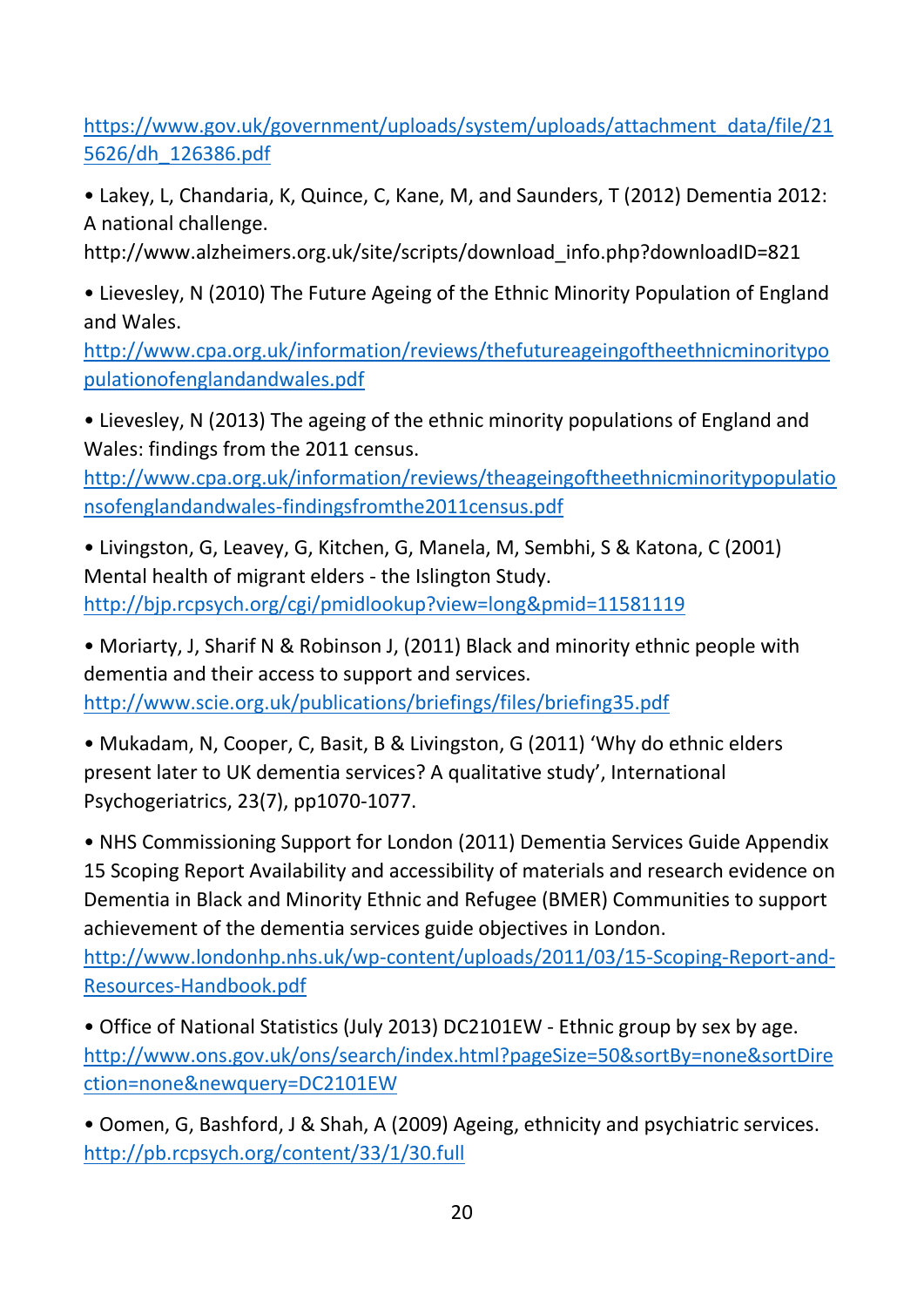https://www.gov.uk/government/uploads/system/uploads/attachment_data/file/215626/dh_126386.pdf

- Lakey, L, Chandaria, K, Quince, C, Kane, M, and Saunders, T (2012) Dementia 2012: A national challenge. http://www.alzheimers.org.uk/site/scripts/download_info.php?downloadID=821

- Lievesley, N (2010) The Future Ageing of the Ethnic Minority Population of England and Wales. http://www.cpa.org.uk/information/reviews/thefutureageingoftheethnicminoritypopulationofenglandandwales.pdf

- Lievesley, N (2013) The ageing of the ethnic minority populations of England and Wales: findings from the 2011 census. http://www.cpa.org.uk/information/reviews/theageingoftheethnicminoritypopulationsofenglandandwales-findingsfromthe2011census.pdf

- Livingston, G, Leavey, G, Kitchen, G, Manela, M, Sembhi, S & Katona, C (2001) Mental health of migrant elders - the Islington Study. http://bjp.rcpsych.org/cgi/pmidlookup?view=long&pmid=11581119

- Moriarty, J, Sharif N & Robinson J, (2011) Black and minority ethnic people with dementia and their access to support and services. http://www.scie.org.uk/publications/briefings/files/briefing35.pdf

- Mukadam, N, Cooper, C, Basit, B & Livingston, G (2011) 'Why do ethnic elders present later to UK dementia services? A qualitative study', International Psychogeriatrics, 23(7), pp1070-1077.

- NHS Commissioning Support for London (2011) Dementia Services Guide Appendix 15 Scoping Report Availability and accessibility of materials and research evidence on Dementia in Black and Minority Ethnic and Refugee (BMER) Communities to support achievement of the dementia services guide objectives in London. http://www.londonhp.nhs.uk/wp-content/uploads/2011/03/15-Scoping-Report-and-Resources-Handbook.pdf

- Office of National Statistics (July 2013) DC2101EW - Ethnic group by sex by age. http://www.ons.gov.uk/ons/search/index.html?pageSize=50&sortBy=none&sortDirection=none&newquery=DC2101EW

- Oomen, G, Bashford, J & Shah, A (2009) Ageing, ethnicity and psychiatric services. http://pb.rcpsych.org/content/33/1/30.full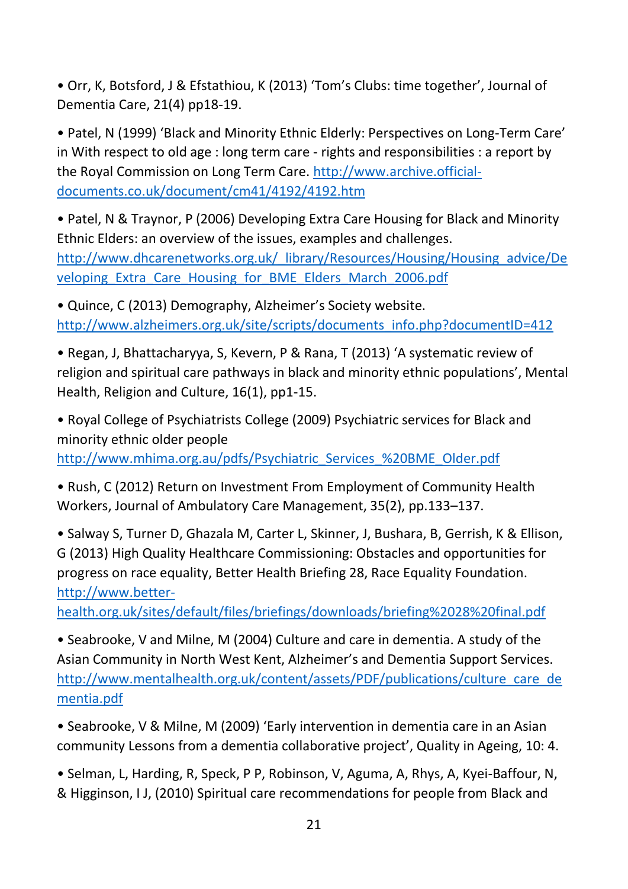- Orr, K, Botsford, J & Efstathiou, K (2013) 'Tom's Clubs: time together', Journal of Dementia Care, 21(4) pp18-19.

- Patel, N (1999) 'Black and Minority Ethnic Elderly: Perspectives on Long-Term Care' in With respect to old age : long term care - rights and responsibilities : a report by the Royal Commission on Long Term Care. http://www.archive.official-documents.co.uk/document/cm41/4192/4192.htm

- Patel, N & Traynor, P (2006) Developing Extra Care Housing for Black and Minority Ethnic Elders: an overview of the issues, examples and challenges. http://www.dhcarenetworks.org.uk/_library/Resources/Housing/Housing_advice/Developing_Extra_Care_Housing_for_BME_Elders_March_2006.pdf

- Quince, C (2013) Demography, Alzheimer's Society website. http://www.alzheimers.org.uk/site/scripts/documents_info.php?documentID=412

- Regan, J, Bhattacharyya, S, Kevern, P & Rana, T (2013) 'A systematic review of religion and spiritual care pathways in black and minority ethnic populations', Mental Health, Religion and Culture, 16(1), pp1-15.

- Royal College of Psychiatrists College (2009) Psychiatric services for Black and minority ethnic older people http://www.mhima.org.au/pdfs/Psychiatric_Services_%20BME_Older.pdf

- Rush, C (2012) Return on Investment From Employment of Community Health Workers, Journal of Ambulatory Care Management, 35(2), pp.133–137.

- Salway S, Turner D, Ghazala M, Carter L, Skinner, J, Bushara, B, Gerrish, K & Ellison, G (2013) High Quality Healthcare Commissioning: Obstacles and opportunities for progress on race equality, Better Health Briefing 28, Race Equality Foundation. http://www.better-health.org.uk/sites/default/files/briefings/downloads/briefing%2028%20final.pdf

- Seabrooke, V and Milne, M (2004) Culture and care in dementia. A study of the Asian Community in North West Kent, Alzheimer's and Dementia Support Services. http://www.mentalhealth.org.uk/content/assets/PDF/publications/culture_care_dementia.pdf

- Seabrooke, V & Milne, M (2009) 'Early intervention in dementia care in an Asian community Lessons from a dementia collaborative project', Quality in Ageing, 10: 4.

- Selman, L, Harding, R, Speck, P P, Robinson, V, Aguma, A, Rhys, A, Kyei-Baffour, N, & Higginson, I J, (2010) Spiritual care recommendations for people from Black and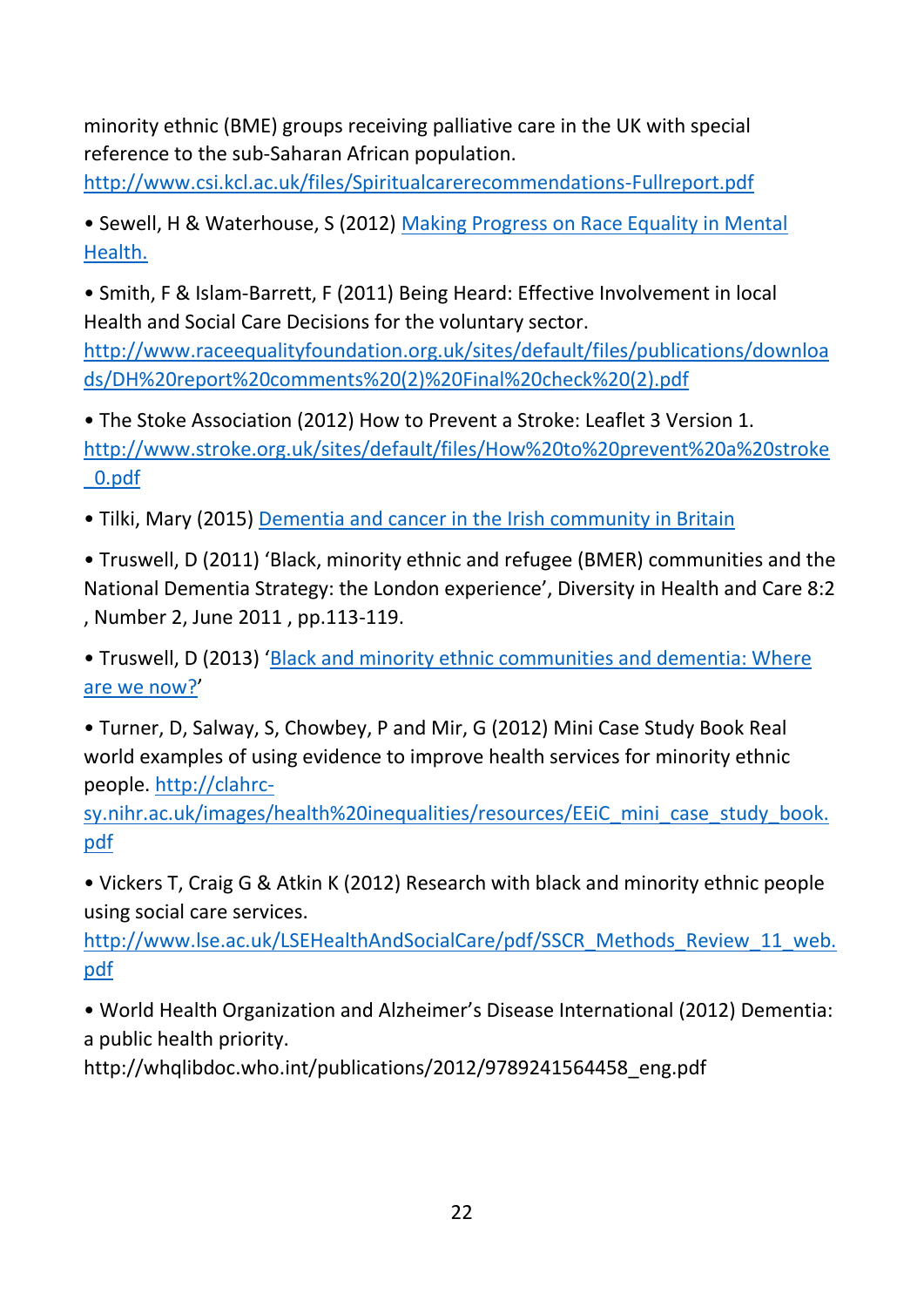minority ethnic (BME) groups receiving palliative care in the UK with special reference to the sub-Saharan African population.
http://www.csi.kcl.ac.uk/files/Spiritualcarerecommendations-Fullreport.pdf

- Sewell, H & Waterhouse, S (2012) Making Progress on Race Equality in Mental Health.

- Smith, F & Islam-Barrett, F (2011) Being Heard: Effective Involvement in local Health and Social Care Decisions for the voluntary sector.
http://www.raceequalityfoundation.org.uk/sites/default/files/publications/downloads/DH%20report%20comments%20(2)%20Final%20check%20(2).pdf

- The Stoke Association (2012) How to Prevent a Stroke: Leaflet 3 Version 1.
http://www.stroke.org.uk/sites/default/files/How%20to%20prevent%20a%20stroke_0.pdf

- Tilki, Mary (2015) Dementia and cancer in the Irish community in Britain

- Truswell, D (2011) 'Black, minority ethnic and refugee (BMER) communities and the National Dementia Strategy: the London experience', Diversity in Health and Care 8:2 , Number 2, June 2011 , pp.113-119.

- Truswell, D (2013) 'Black and minority ethnic communities and dementia: Where are we now?'

- Turner, D, Salway, S, Chowbey, P and Mir, G (2012) Mini Case Study Book Real world examples of using evidence to improve health services for minority ethnic people. http://clahrc-sy.nihr.ac.uk/images/health%20inequalities/resources/EEiC_mini_case_study_book.pdf

- Vickers T, Craig G & Atkin K (2012) Research with black and minority ethnic people using social care services.
http://www.lse.ac.uk/LSEHealthAndSocialCare/pdf/SSCR_Methods_Review_11_web.pdf

- World Health Organization and Alzheimer's Disease International (2012) Dementia: a public health priority.
http://whqlibdoc.who.int/publications/2012/9789241564458_eng.pdf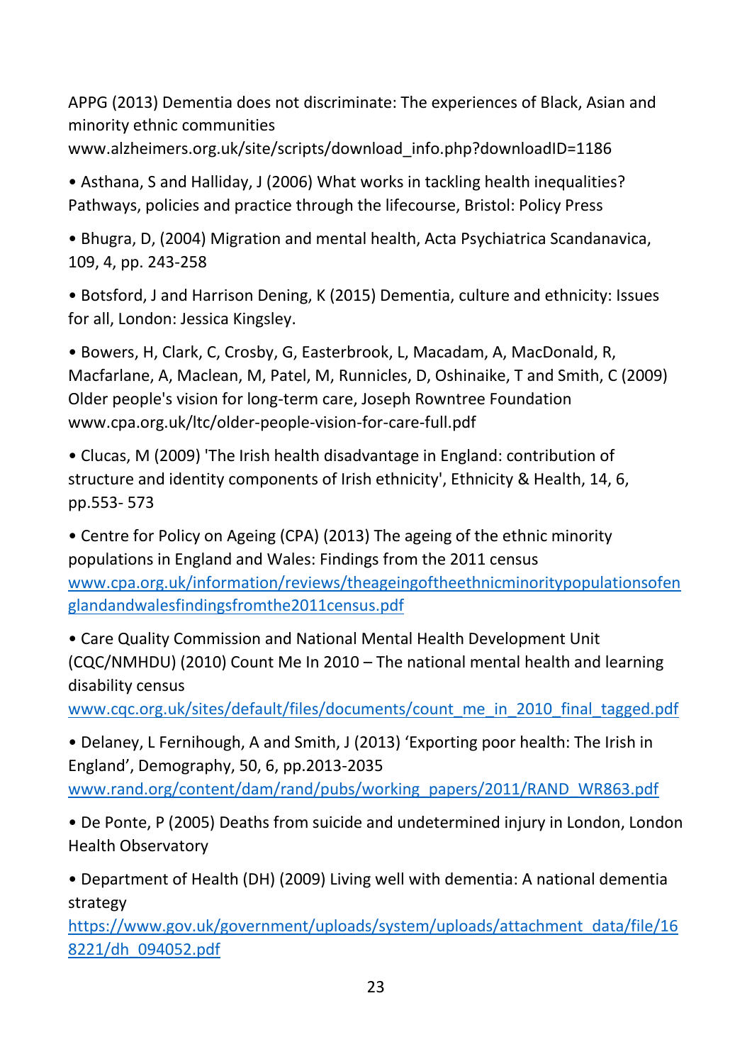APPG (2013) Dementia does not discriminate: The experiences of Black, Asian and minority ethnic communities www.alzheimers.org.uk/site/scripts/download_info.php?downloadID=1186

- Asthana, S and Halliday, J (2006) What works in tackling health inequalities? Pathways, policies and practice through the lifecourse, Bristol: Policy Press
- Bhugra, D, (2004) Migration and mental health, Acta Psychiatrica Scandanavica, 109, 4, pp. 243-258
- Botsford, J and Harrison Dening, K (2015) Dementia, culture and ethnicity: Issues for all, London: Jessica Kingsley.
- Bowers, H, Clark, C, Crosby, G, Easterbrook, L, Macadam, A, MacDonald, R, Macfarlane, A, Maclean, M, Patel, M, Runnicles, D, Oshinaike, T and Smith, C (2009) Older people's vision for long-term care, Joseph Rowntree Foundation www.cpa.org.uk/ltc/older-people-vision-for-care-full.pdf
- Clucas, M (2009) 'The Irish health disadvantage in England: contribution of structure and identity components of Irish ethnicity', Ethnicity & Health, 14, 6, pp.553- 573
- Centre for Policy on Ageing (CPA) (2013) The ageing of the ethnic minority populations in England and Wales: Findings from the 2011 census www.cpa.org.uk/information/reviews/theageingoftheethnicminoritypopulationsofenglandandwalesfindingsfromthe2011census.pdf
- Care Quality Commission and National Mental Health Development Unit (CQC/NMHDU) (2010) Count Me In 2010 – The national mental health and learning disability census www.cqc.org.uk/sites/default/files/documents/count_me_in_2010_final_tagged.pdf
- Delaney, L Fernihough, A and Smith, J (2013) 'Exporting poor health: The Irish in England', Demography, 50, 6, pp.2013-2035 www.rand.org/content/dam/rand/pubs/working_papers/2011/RAND_WR863.pdf
- De Ponte, P (2005) Deaths from suicide and undetermined injury in London, London Health Observatory
- Department of Health (DH) (2009) Living well with dementia: A national dementia strategy https://www.gov.uk/government/uploads/system/uploads/attachment_data/file/168221/dh_094052.pdf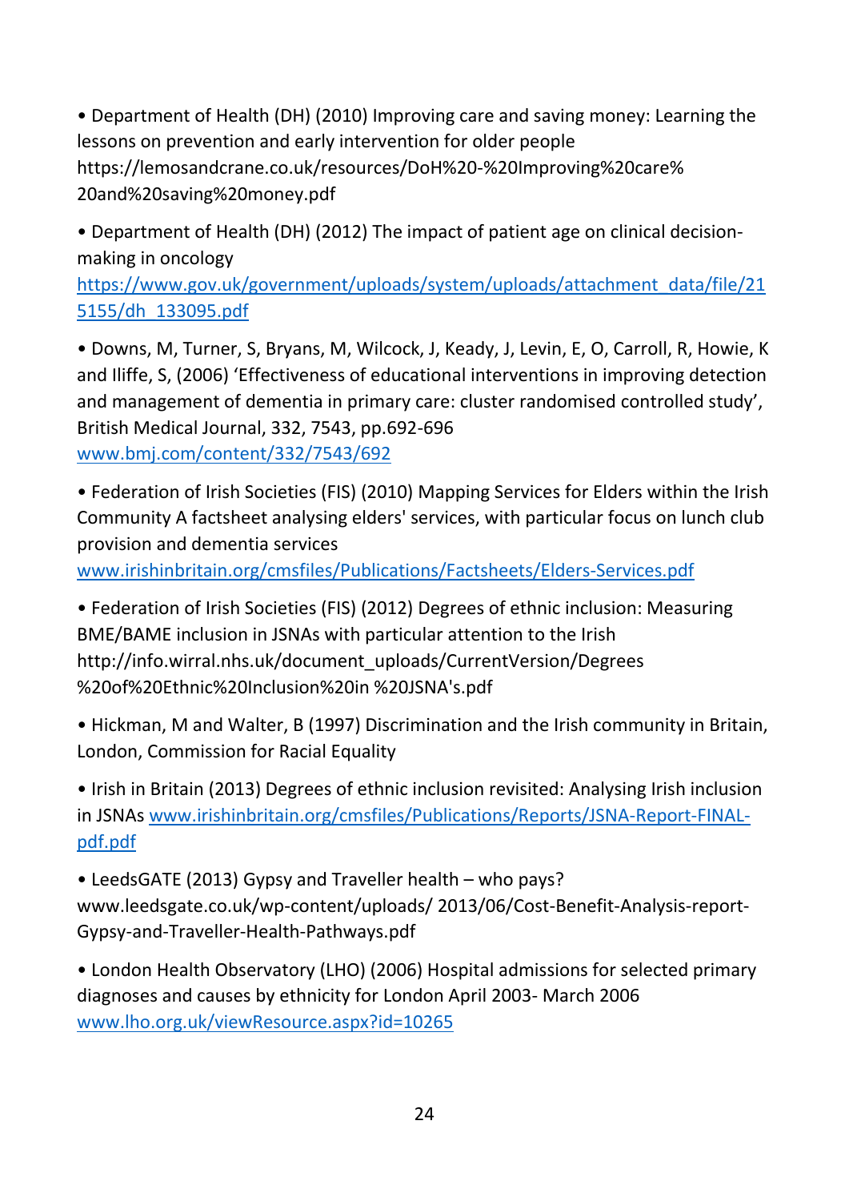- Department of Health (DH) (2010) Improving care and saving money: Learning the lessons on prevention and early intervention for older people https://lemosandcrane.co.uk/resources/DoH%20-%20Improving%20care%20and%20saving%20money.pdf

- Department of Health (DH) (2012) The impact of patient age on clinical decision-making in oncology https://www.gov.uk/government/uploads/system/uploads/attachment_data/file/215155/dh_133095.pdf

- Downs, M, Turner, S, Bryans, M, Wilcock, J, Keady, J, Levin, E, O, Carroll, R, Howie, K and Iliffe, S, (2006) 'Effectiveness of educational interventions in improving detection and management of dementia in primary care: cluster randomised controlled study', British Medical Journal, 332, 7543, pp.692-696 www.bmj.com/content/332/7543/692

- Federation of Irish Societies (FIS) (2010) Mapping Services for Elders within the Irish Community A factsheet analysing elders' services, with particular focus on lunch club provision and dementia services www.irishinbritain.org/cmsfiles/Publications/Factsheets/Elders-Services.pdf

- Federation of Irish Societies (FIS) (2012) Degrees of ethnic inclusion: Measuring BME/BAME inclusion in JSNAs with particular attention to the Irish http://info.wirral.nhs.uk/document_uploads/CurrentVersion/Degrees%20of%20Ethnic%20Inclusion%20in %20JSNA's.pdf

- Hickman, M and Walter, B (1997) Discrimination and the Irish community in Britain, London, Commission for Racial Equality

- Irish in Britain (2013) Degrees of ethnic inclusion revisited: Analysing Irish inclusion in JSNAs www.irishinbritain.org/cmsfiles/Publications/Reports/JSNA-Report-FINAL-pdf.pdf

- LeedsGATE (2013) Gypsy and Traveller health – who pays? www.leedsgate.co.uk/wp-content/uploads/ 2013/06/Cost-Benefit-Analysis-report-Gypsy-and-Traveller-Health-Pathways.pdf

- London Health Observatory (LHO) (2006) Hospital admissions for selected primary diagnoses and causes by ethnicity for London April 2003- March 2006 www.lho.org.uk/viewResource.aspx?id=10265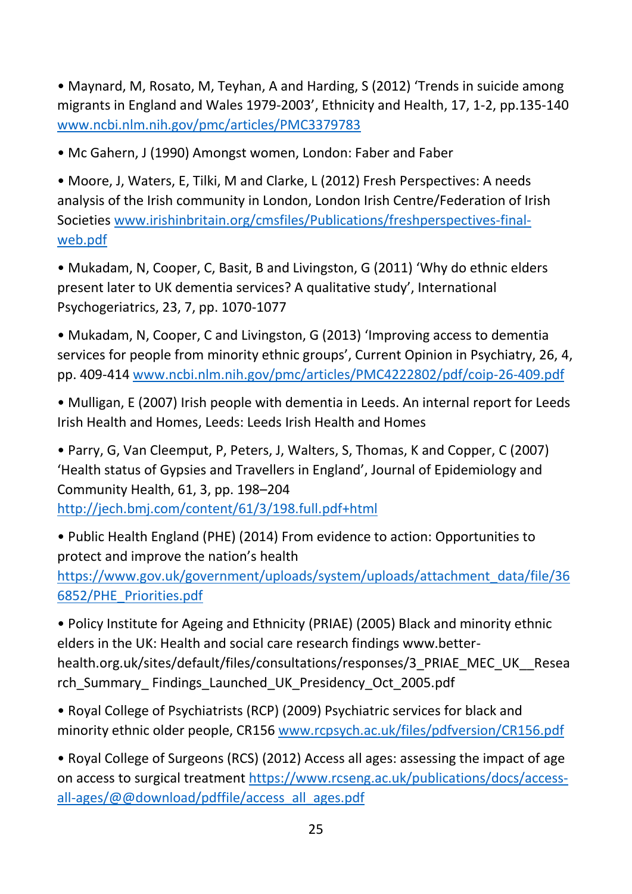- Maynard, M, Rosato, M, Teyhan, A and Harding, S (2012) 'Trends in suicide among migrants in England and Wales 1979-2003', Ethnicity and Health, 17, 1-2, pp.135-140 www.ncbi.nlm.nih.gov/pmc/articles/PMC3379783

- Mc Gahern, J (1990) Amongst women, London: Faber and Faber

- Moore, J, Waters, E, Tilki, M and Clarke, L (2012) Fresh Perspectives: A needs analysis of the Irish community in London, London Irish Centre/Federation of Irish Societies www.irishinbritain.org/cmsfiles/Publications/freshperspectives-final-web.pdf

- Mukadam, N, Cooper, C, Basit, B and Livingston, G (2011) 'Why do ethnic elders present later to UK dementia services? A qualitative study', International Psychogeriatrics, 23, 7, pp. 1070-1077

- Mukadam, N, Cooper, C and Livingston, G (2013) 'Improving access to dementia services for people from minority ethnic groups', Current Opinion in Psychiatry, 26, 4, pp. 409-414 www.ncbi.nlm.nih.gov/pmc/articles/PMC4222802/pdf/coip-26-409.pdf

- Mulligan, E (2007) Irish people with dementia in Leeds. An internal report for Leeds Irish Health and Homes, Leeds: Leeds Irish Health and Homes

- Parry, G, Van Cleemput, P, Peters, J, Walters, S, Thomas, K and Copper, C (2007) 'Health status of Gypsies and Travellers in England', Journal of Epidemiology and Community Health, 61, 3, pp. 198–204 http://jech.bmj.com/content/61/3/198.full.pdf+html

- Public Health England (PHE) (2014) From evidence to action: Opportunities to protect and improve the nation's health https://www.gov.uk/government/uploads/system/uploads/attachment_data/file/366852/PHE_Priorities.pdf

- Policy Institute for Ageing and Ethnicity (PRIAE) (2005) Black and minority ethnic elders in the UK: Health and social care research findings www.better-health.org.uk/sites/default/files/consultations/responses/3_PRIAE_MEC_UK__Research_Summary_ Findings_Launched_UK_Presidency_Oct_2005.pdf

- Royal College of Psychiatrists (RCP) (2009) Psychiatric services for black and minority ethnic older people, CR156 www.rcpsych.ac.uk/files/pdfversion/CR156.pdf

- Royal College of Surgeons (RCS) (2012) Access all ages: assessing the impact of age on access to surgical treatment https://www.rcseng.ac.uk/publications/docs/access-all-ages/@@download/pdffile/access_all_ages.pdf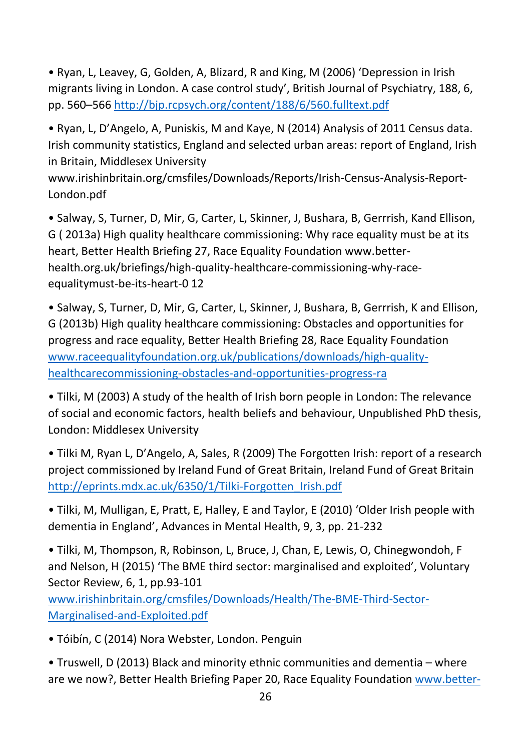- Ryan, L, Leavey, G, Golden, A, Blizard, R and King, M (2006) 'Depression in Irish migrants living in London. A case control study', British Journal of Psychiatry, 188, 6, pp. 560–566 http://bjp.rcpsych.org/content/188/6/560.fulltext.pdf

- Ryan, L, D'Angelo, A, Puniskis, M and Kaye, N (2014) Analysis of 2011 Census data. Irish community statistics, England and selected urban areas: report of England, Irish in Britain, Middlesex University www.irishinbritain.org/cmsfiles/Downloads/Reports/Irish-Census-Analysis-Report-London.pdf

- Salway, S, Turner, D, Mir, G, Carter, L, Skinner, J, Bushara, B, Gerrrish, Kand Ellison, G ( 2013a) High quality healthcare commissioning: Why race equality must be at its heart, Better Health Briefing 27, Race Equality Foundation www.better-health.org.uk/briefings/high-quality-healthcare-commissioning-why-race-equalitymust-be-its-heart-0 12

- Salway, S, Turner, D, Mir, G, Carter, L, Skinner, J, Bushara, B, Gerrrish, K and Ellison, G (2013b) High quality healthcare commissioning: Obstacles and opportunities for progress and race equality, Better Health Briefing 28, Race Equality Foundation www.raceequalityfoundation.org.uk/publications/downloads/high-quality-healthcarecommissioning-obstacles-and-opportunities-progress-ra

- Tilki, M (2003) A study of the health of Irish born people in London: The relevance of social and economic factors, health beliefs and behaviour, Unpublished PhD thesis, London: Middlesex University

- Tilki M, Ryan L, D'Angelo, A, Sales, R (2009) The Forgotten Irish: report of a research project commissioned by Ireland Fund of Great Britain, Ireland Fund of Great Britain http://eprints.mdx.ac.uk/6350/1/Tilki-Forgotten_Irish.pdf

- Tilki, M, Mulligan, E, Pratt, E, Halley, E and Taylor, E (2010) 'Older Irish people with dementia in England', Advances in Mental Health, 9, 3, pp. 21-232

- Tilki, M, Thompson, R, Robinson, L, Bruce, J, Chan, E, Lewis, O, Chinegwondoh, F and Nelson, H (2015) 'The BME third sector: marginalised and exploited', Voluntary Sector Review, 6, 1, pp.93-101 www.irishinbritain.org/cmsfiles/Downloads/Health/The-BME-Third-Sector-Marginalised-and-Exploited.pdf

- Tóibín, C (2014) Nora Webster, London. Penguin

- Truswell, D (2013) Black and minority ethnic communities and dementia – where are we now?, Better Health Briefing Paper 20, Race Equality Foundation www.better-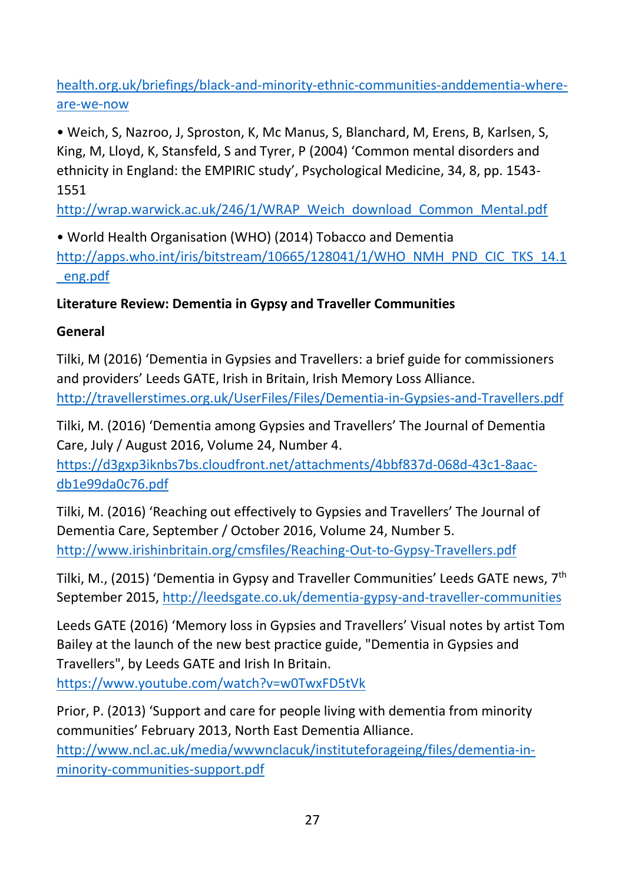health.org.uk/briefings/black-and-minority-ethnic-communities-anddementia-where-are-we-now

- Weich, S, Nazroo, J, Sproston, K, Mc Manus, S, Blanchard, M, Erens, B, Karlsen, S, King, M, Lloyd, K, Stansfeld, S and Tyrer, P (2004) 'Common mental disorders and ethnicity in England: the EMPIRIC study', Psychological Medicine, 34, 8, pp. 1543-1551 http://wrap.warwick.ac.uk/246/1/WRAP_Weich_download_Common_Mental.pdf

- World Health Organisation (WHO) (2014) Tobacco and Dementia http://apps.who.int/iris/bitstream/10665/128041/1/WHO_NMH_PND_CIC_TKS_14.1_eng.pdf

**Literature Review: Dementia in Gypsy and Traveller Communities**

**General**

Tilki, M (2016) 'Dementia in Gypsies and Travellers: a brief guide for commissioners and providers' Leeds GATE, Irish in Britain, Irish Memory Loss Alliance. http://travellerstimes.org.uk/UserFiles/Files/Dementia-in-Gypsies-and-Travellers.pdf

Tilki, M. (2016) 'Dementia among Gypsies and Travellers' The Journal of Dementia Care, July / August 2016, Volume 24, Number 4. https://d3gxp3iknbs7bs.cloudfront.net/attachments/4bbf837d-068d-43c1-8aac-db1e99da0c76.pdf

Tilki, M. (2016) 'Reaching out effectively to Gypsies and Travellers' The Journal of Dementia Care, September / October 2016, Volume 24, Number 5. http://www.irishinbritain.org/cmsfiles/Reaching-Out-to-Gypsy-Travellers.pdf

Tilki, M., (2015) 'Dementia in Gypsy and Traveller Communities' Leeds GATE news, 7th September 2015, http://leedsgate.co.uk/dementia-gypsy-and-traveller-communities

Leeds GATE (2016) 'Memory loss in Gypsies and Travellers' Visual notes by artist Tom Bailey at the launch of the new best practice guide, "Dementia in Gypsies and Travellers", by Leeds GATE and Irish In Britain. https://www.youtube.com/watch?v=w0TwxFD5tVk

Prior, P. (2013) 'Support and care for people living with dementia from minority communities' February 2013, North East Dementia Alliance. http://www.ncl.ac.uk/media/wwwnclacuk/instituteforageing/files/dementia-in-minority-communities-support.pdf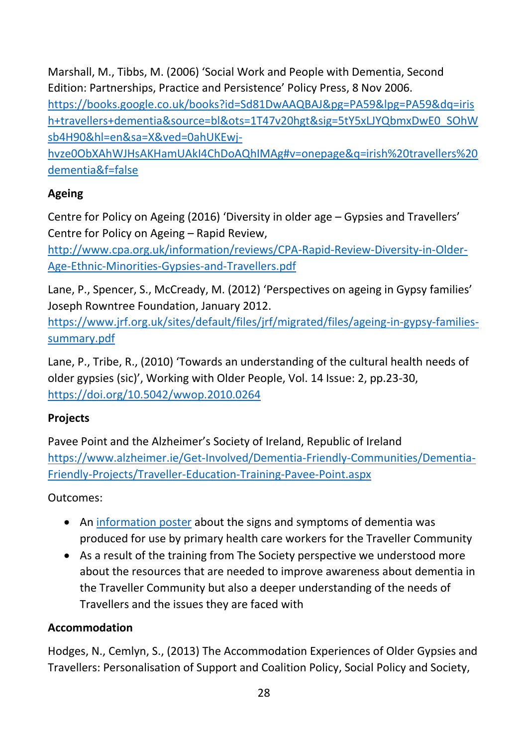Marshall, M., Tibbs, M. (2006) 'Social Work and People with Dementia, Second Edition: Partnerships, Practice and Persistence' Policy Press, 8 Nov 2006. https://books.google.co.uk/books?id=Sd81DwAAQBAJ&pg=PA59&lpg=PA59&dq=irish+travellers+dementia&source=bl&ots=1T47v20hgt&sig=5tY5xLJYQbmxDwE0_SOhWsb4H90&hl=en&sa=X&ved=0ahUKEwj-hvze0ObXAhWJHsAKHamUAkI4ChDoAQhIMAg#v=onepage&q=irish%20travellers%20dementia&f=false

**Ageing**

Centre for Policy on Ageing (2016) 'Diversity in older age – Gypsies and Travellers' Centre for Policy on Ageing – Rapid Review, http://www.cpa.org.uk/information/reviews/CPA-Rapid-Review-Diversity-in-Older-Age-Ethnic-Minorities-Gypsies-and-Travellers.pdf

Lane, P., Spencer, S., McCready, M. (2012) 'Perspectives on ageing in Gypsy families' Joseph Rowntree Foundation, January 2012. https://www.jrf.org.uk/sites/default/files/jrf/migrated/files/ageing-in-gypsy-families-summary.pdf

Lane, P., Tribe, R., (2010) 'Towards an understanding of the cultural health needs of older gypsies (sic)', Working with Older People, Vol. 14 Issue: 2, pp.23-30, https://doi.org/10.5042/wwop.2010.0264

**Projects**

Pavee Point and the Alzheimer's Society of Ireland, Republic of Ireland https://www.alzheimer.ie/Get-Involved/Dementia-Friendly-Communities/Dementia-Friendly-Projects/Traveller-Education-Training-Pavee-Point.aspx

Outcomes:

- An information poster about the signs and symptoms of dementia was produced for use by primary health care workers for the Traveller Community
- As a result of the training from The Society perspective we understood more about the resources that are needed to improve awareness about dementia in the Traveller Community but also a deeper understanding of the needs of Travellers and the issues they are faced with

**Accommodation**

Hodges, N., Cemlyn, S., (2013) The Accommodation Experiences of Older Gypsies and Travellers: Personalisation of Support and Coalition Policy, Social Policy and Society,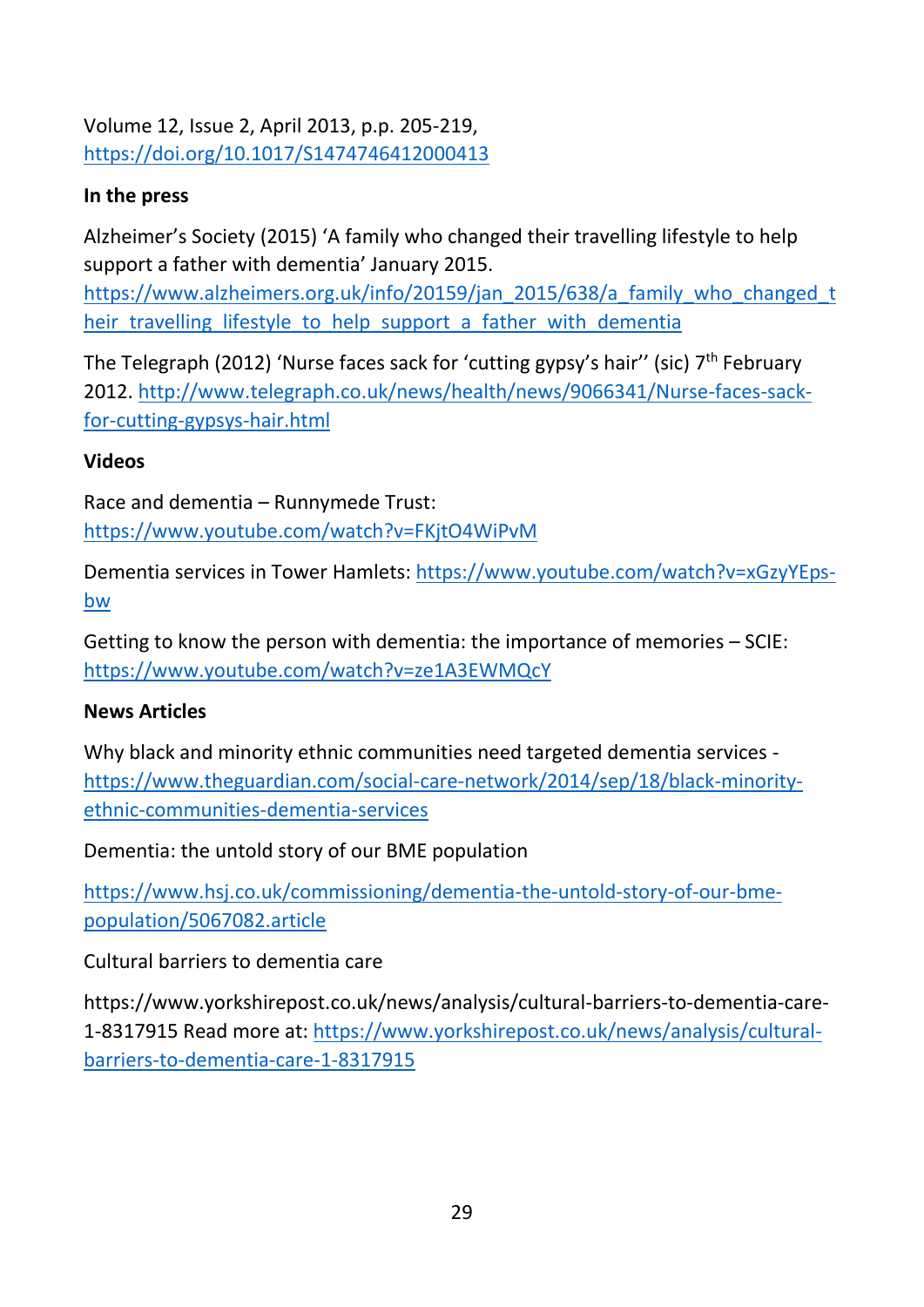Volume 12, Issue 2, April 2013, p.p. 205-219, https://doi.org/10.1017/S1474746412000413

**In the press**

Alzheimer's Society (2015) 'A family who changed their travelling lifestyle to help support a father with dementia' January 2015. https://www.alzheimers.org.uk/info/20159/jan_2015/638/a_family_who_changed_their_travelling_lifestyle_to_help_support_a_father_with_dementia

The Telegraph (2012) 'Nurse faces sack for 'cutting gypsy's hair'' (sic) 7th February 2012. http://www.telegraph.co.uk/news/health/news/9066341/Nurse-faces-sack-for-cutting-gypsys-hair.html

**Videos**

Race and dementia – Runnymede Trust: https://www.youtube.com/watch?v=FKjtO4WiPvM

Dementia services in Tower Hamlets: https://www.youtube.com/watch?v=xGzyYEps-bw

Getting to know the person with dementia: the importance of memories – SCIE: https://www.youtube.com/watch?v=ze1A3EWMQcY

**News Articles**

Why black and minority ethnic communities need targeted dementia services - https://www.theguardian.com/social-care-network/2014/sep/18/black-minority-ethnic-communities-dementia-services

Dementia: the untold story of our BME population

https://www.hsj.co.uk/commissioning/dementia-the-untold-story-of-our-bme-population/5067082.article

Cultural barriers to dementia care

https://www.yorkshirepost.co.uk/news/analysis/cultural-barriers-to-dementia-care-1-8317915 Read more at: https://www.yorkshirepost.co.uk/news/analysis/cultural-barriers-to-dementia-care-1-8317915